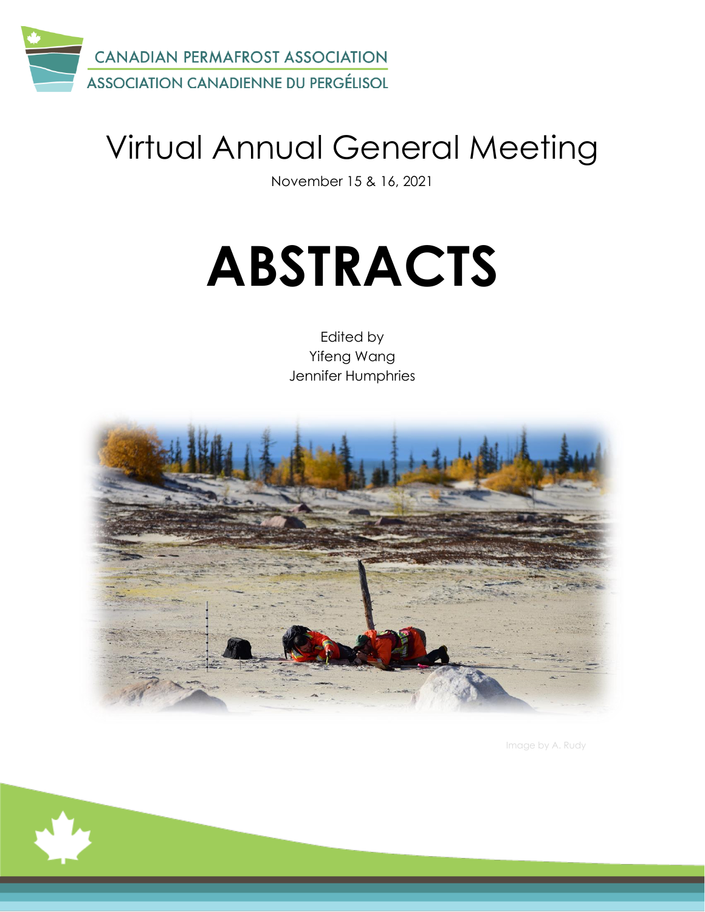CANADIAN PERMAFROST ASSOCIATION

ASSOCIATION CANADIENNE DU PERGÉLISOL

# Virtual Annual General Meeting

November 15 & 16, 2021

# ABSTRACTS

Edited by
Yifeng Wang
Jennifer Humphries

Image by A. Rudy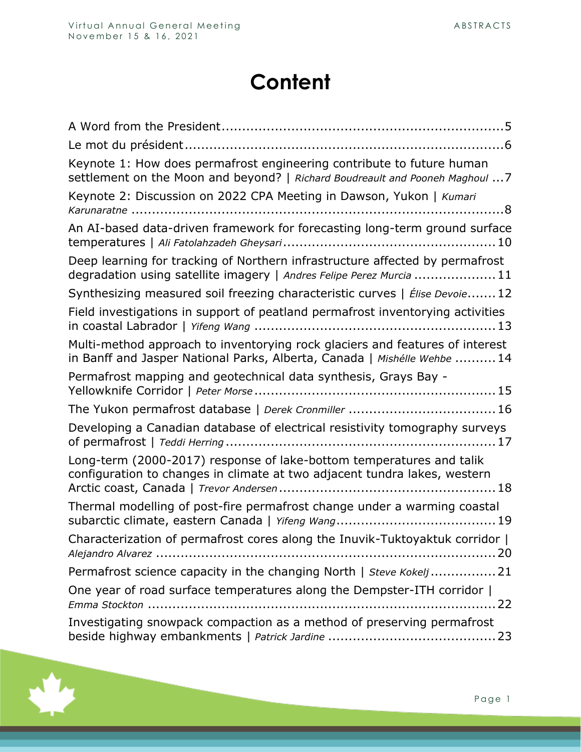# Content

A Word from the President.....................................................................5

Le mot du président...............................................................................6

Keynote 1: How does permafrost engineering contribute to future human settlement on the Moon and beyond? | *Richard Boudreault and Pooneh Maghoul* ...7

Keynote 2: Discussion on 2022 CPA Meeting in Dawson, Yukon | *Kumari Karunaratne* ...........................................................................................8

An AI-based data-driven framework for forecasting long-term ground surface temperatures | *Ali Fatolahzadeh Gheysari* ..................................................10

Deep learning for tracking of Northern infrastructure affected by permafrost degradation using satellite imagery | *Andres Felipe Perez Murcia* ..................11

Synthesizing measured soil freezing characteristic curves | *Élise Devoie*.......12

Field investigations in support of peatland permafrost inventorying activities in coastal Labrador | *Yifeng Wang* .........................................................13

Multi-method approach to inventorying rock glaciers and features of interest in Banff and Jasper National Parks, Alberta, Canada | *Mishélle Wehbe* ..........14

Permafrost mapping and geotechnical data synthesis, Grays Bay - Yellowknife Corridor | *Peter Morse* ...........................................................15

The Yukon permafrost database | *Derek Cronmiller* ...................................16

Developing a Canadian database of electrical resistivity tomography surveys of permafrost | *Teddi Herring* ...............................................................17

Long-term (2000-2017) response of lake-bottom temperatures and talik configuration to changes in climate at two adjacent tundra lakes, western Arctic coast, Canada | *Trevor Andersen* ....................................................18

Thermal modelling of post-fire permafrost change under a warming coastal subarctic climate, eastern Canada | *Yifeng Wang*......................................19

Characterization of permafrost cores along the Inuvik-Tuktoyaktuk corridor | *Alejandro Alvarez* ....................................................................................20

Permafrost science capacity in the changing North | *Steve Kokelj* ................21

One year of road surface temperatures along the Dempster-ITH corridor | *Emma Stockton* ......................................................................................22

Investigating snowpack compaction as a method of preserving permafrost beside highway embankments | *Patrick Jardine* .........................................23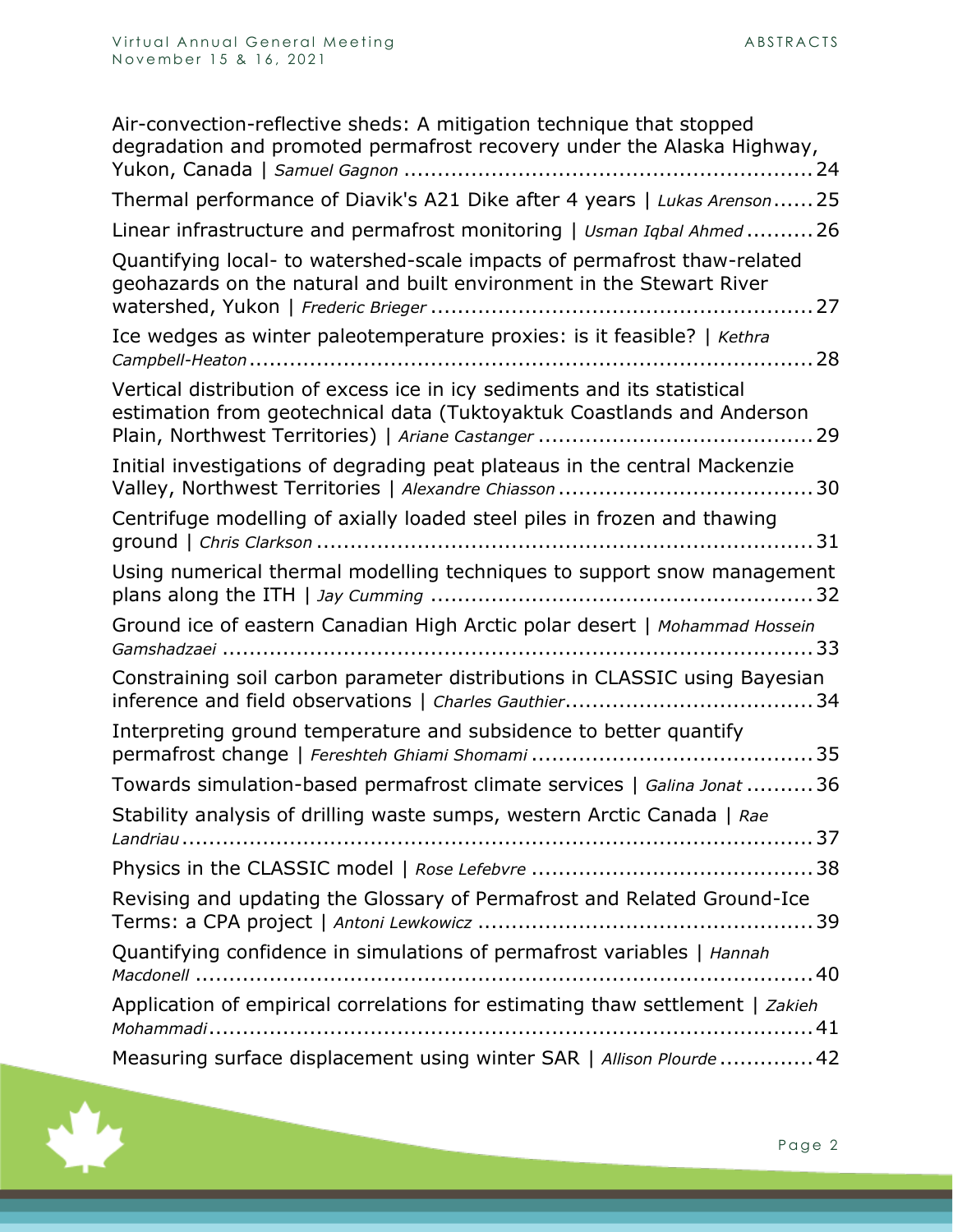Air-convection-reflective sheds: A mitigation technique that stopped degradation and promoted permafrost recovery under the Alaska Highway, Yukon, Canada | *Samuel Gagnon* ............................................................ 24

Thermal performance of Diavik's A21 Dike after 4 years | *Lukas Arenson* ...... 25

Linear infrastructure and permafrost monitoring | *Usman Iqbal Ahmed* .......... 26

Quantifying local- to watershed-scale impacts of permafrost thaw-related geohazards on the natural and built environment in the Stewart River watershed, Yukon | *Frederic Brieger* ......................................................... 27

Ice wedges as winter paleotemperature proxies: is it feasible? | *Kethra Campbell-Heaton* ..................................................................................... 28

Vertical distribution of excess ice in icy sediments and its statistical estimation from geotechnical data (Tuktoyaktuk Coastlands and Anderson Plain, Northwest Territories) | *Ariane Castanger* ......................................... 29

Initial investigations of degrading peat plateaus in the central Mackenzie Valley, Northwest Territories | *Alexandre Chiasson* ...................................... 30

Centrifuge modelling of axially loaded steel piles in frozen and thawing ground | *Chris Clarkson* .......................................................................... 31

Using numerical thermal modelling techniques to support snow management plans along the ITH | *Jay Cumming* ......................................................... 32

Ground ice of eastern Canadian High Arctic polar desert | *Mohammad Hossein Gamshadzaei* .......................................................................................... 33

Constraining soil carbon parameter distributions in CLASSIC using Bayesian inference and field observations | *Charles Gauthier* ..................................... 34

Interpreting ground temperature and subsidence to better quantify permafrost change | *Fereshteh Ghiami Shomami* .......................................... 35

Towards simulation-based permafrost climate services | *Galina Jonat* .......... 36

Stability analysis of drilling waste sumps, western Arctic Canada | *Rae Landriau* ......................................................................................................... 37

Physics in the CLASSIC model | *Rose Lefebvre* .......................................... 38

Revising and updating the Glossary of Permafrost and Related Ground-Ice Terms: a CPA project | *Antoni Lewkowicz* .................................................. 39

Quantifying confidence in simulations of permafrost variables | *Hannah Macdonell* ..................................................................................................... 40

Application of empirical correlations for estimating thaw settlement | *Zakieh Mohammadi* ........................................................................................................ 41

Measuring surface displacement using winter SAR | *Allison Plourde* .............. 42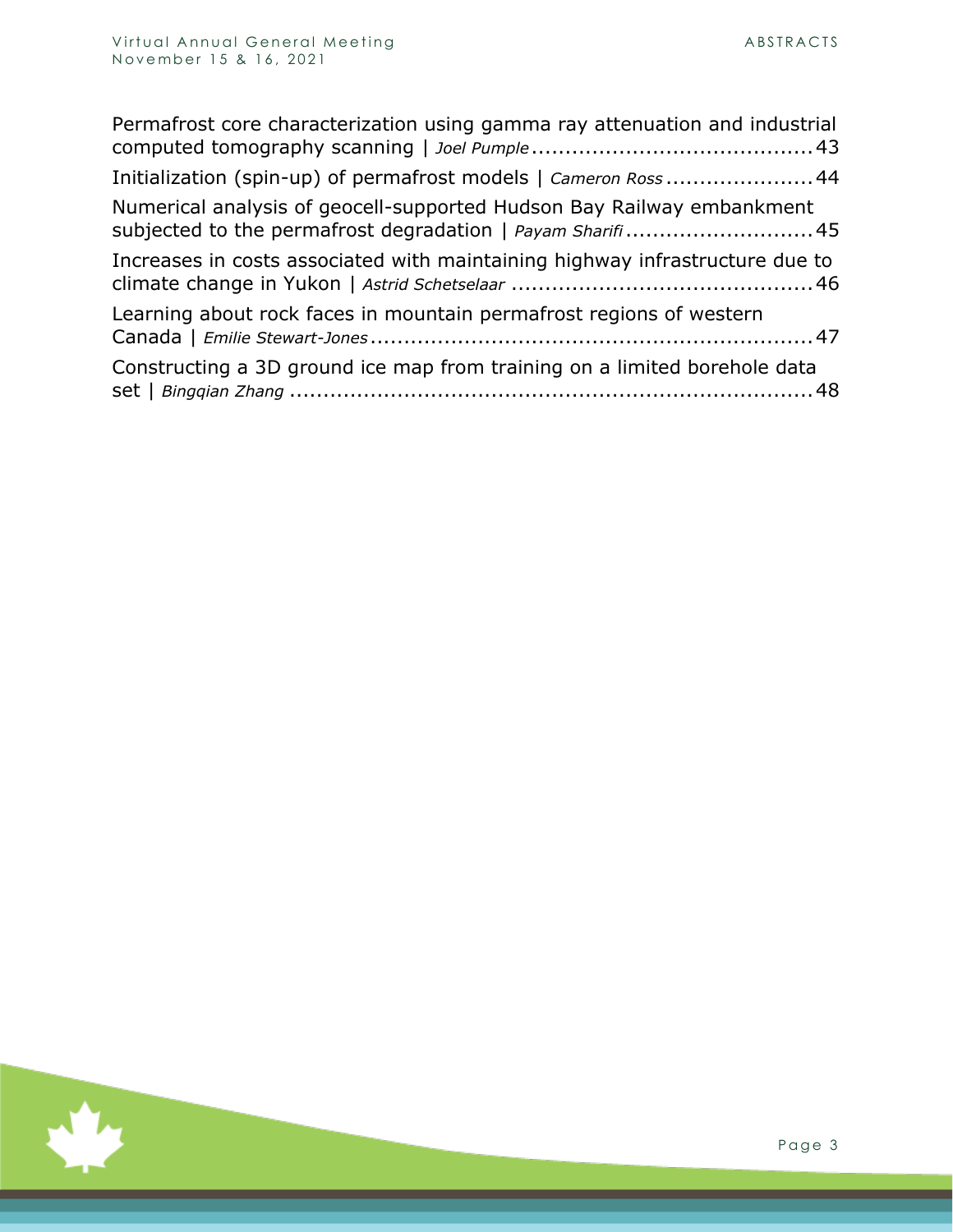Permafrost core characterization using gamma ray attenuation and industrial computed tomography scanning | *Joel Pumple* .......................................... 43

Initialization (spin-up) of permafrost models | *Cameron Ross* ...................... 44

Numerical analysis of geocell-supported Hudson Bay Railway embankment subjected to the permafrost degradation | *Payam Sharifi* ............................ 45

Increases in costs associated with maintaining highway infrastructure due to climate change in Yukon | *Astrid Schetselaar* ............................................. 46

Learning about rock faces in mountain permafrost regions of western Canada | *Emilie Stewart-Jones* .................................................................. 47

Constructing a 3D ground ice map from training on a limited borehole data set | *Bingqian Zhang* ................................................................................ 48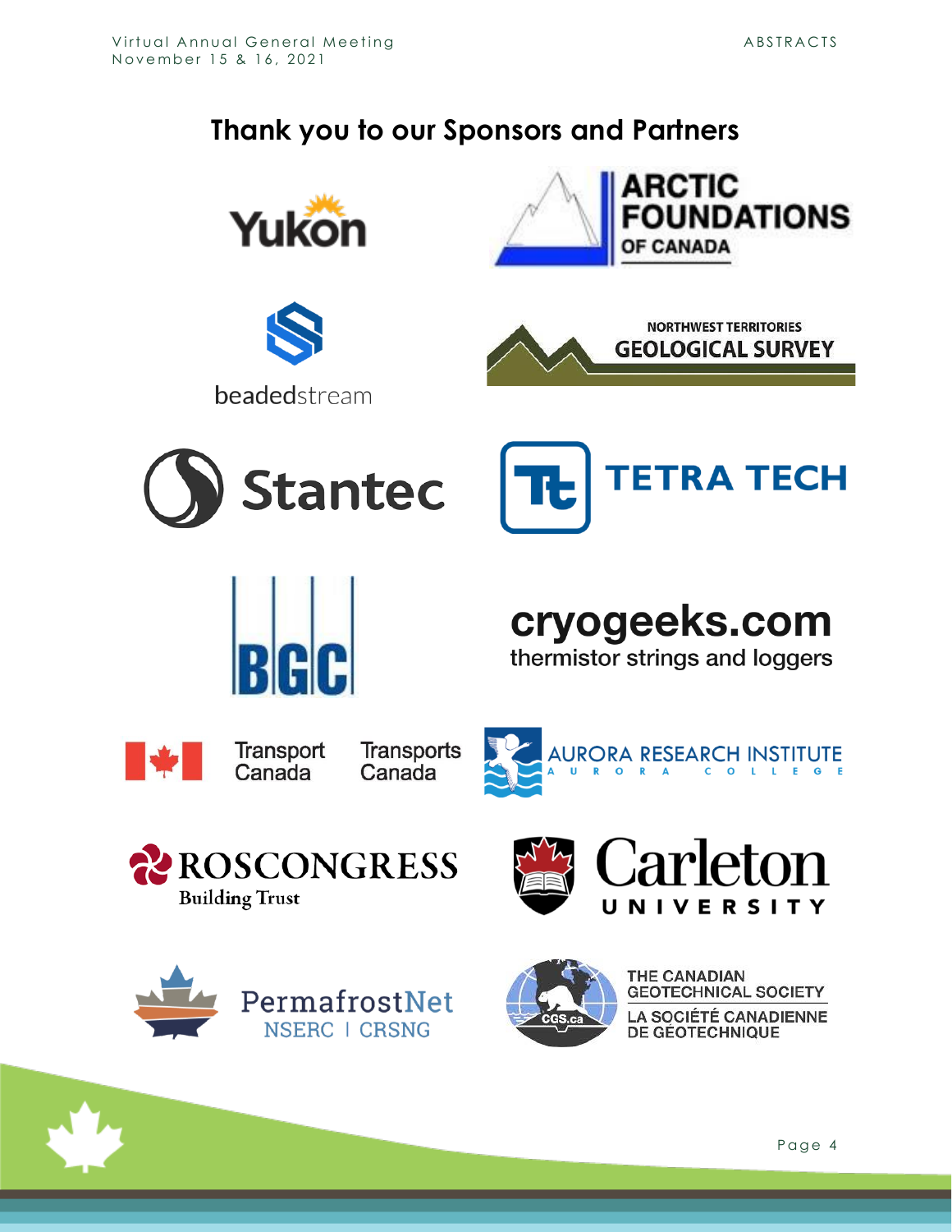## Thank you to our Sponsors and Partners

Yukon

ARCTIC FOUNDATIONS OF CANADA

beadedstream

NORTHWEST TERRITORIES GEOLOGICAL SURVEY

Stantec

TETRA TECH

BGC

cryogeeks.com
thermistor strings and loggers

Transport Canada Transports Canada

AURORA RESEARCH INSTITUTE
AURORA COLLEGE

ROSCONGRESS
Building Trust

Carleton UNIVERSITY

PermafrostNet
NSERC | CRSNG

THE CANADIAN GEOTECHNICAL SOCIETY
LA SOCIÉTÉ CANADIENNE DE GÉOTECHNIQUE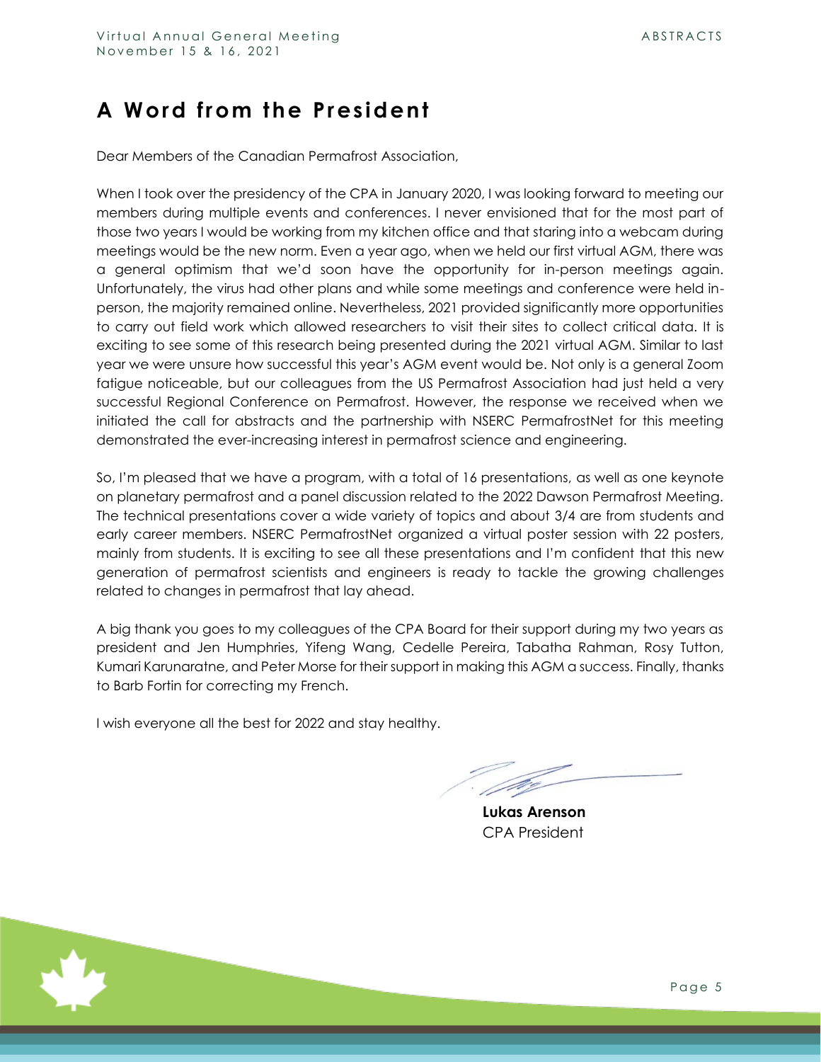# A Word from the President

Dear Members of the Canadian Permafrost Association,

When I took over the presidency of the CPA in January 2020, I was looking forward to meeting our members during multiple events and conferences. I never envisioned that for the most part of those two years I would be working from my kitchen office and that staring into a webcam during meetings would be the new norm. Even a year ago, when we held our first virtual AGM, there was a general optimism that we'd soon have the opportunity for in-person meetings again. Unfortunately, the virus had other plans and while some meetings and conference were held in-person, the majority remained online. Nevertheless, 2021 provided significantly more opportunities to carry out field work which allowed researchers to visit their sites to collect critical data. It is exciting to see some of this research being presented during the 2021 virtual AGM. Similar to last year we were unsure how successful this year's AGM event would be. Not only is a general Zoom fatigue noticeable, but our colleagues from the US Permafrost Association had just held a very successful Regional Conference on Permafrost. However, the response we received when we initiated the call for abstracts and the partnership with NSERC PermafrostNet for this meeting demonstrated the ever-increasing interest in permafrost science and engineering.

So, I'm pleased that we have a program, with a total of 16 presentations, as well as one keynote on planetary permafrost and a panel discussion related to the 2022 Dawson Permafrost Meeting. The technical presentations cover a wide variety of topics and about 3/4 are from students and early career members. NSERC PermafrostNet organized a virtual poster session with 22 posters, mainly from students. It is exciting to see all these presentations and I'm confident that this new generation of permafrost scientists and engineers is ready to tackle the growing challenges related to changes in permafrost that lay ahead.

A big thank you goes to my colleagues of the CPA Board for their support during my two years as president and Jen Humphries, Yifeng Wang, Cedelle Pereira, Tabatha Rahman, Rosy Tutton, Kumari Karunaratne, and Peter Morse for their support in making this AGM a success. Finally, thanks to Barb Fortin for correcting my French.

I wish everyone all the best for 2022 and stay healthy.

**Lukas Arenson**
CPA President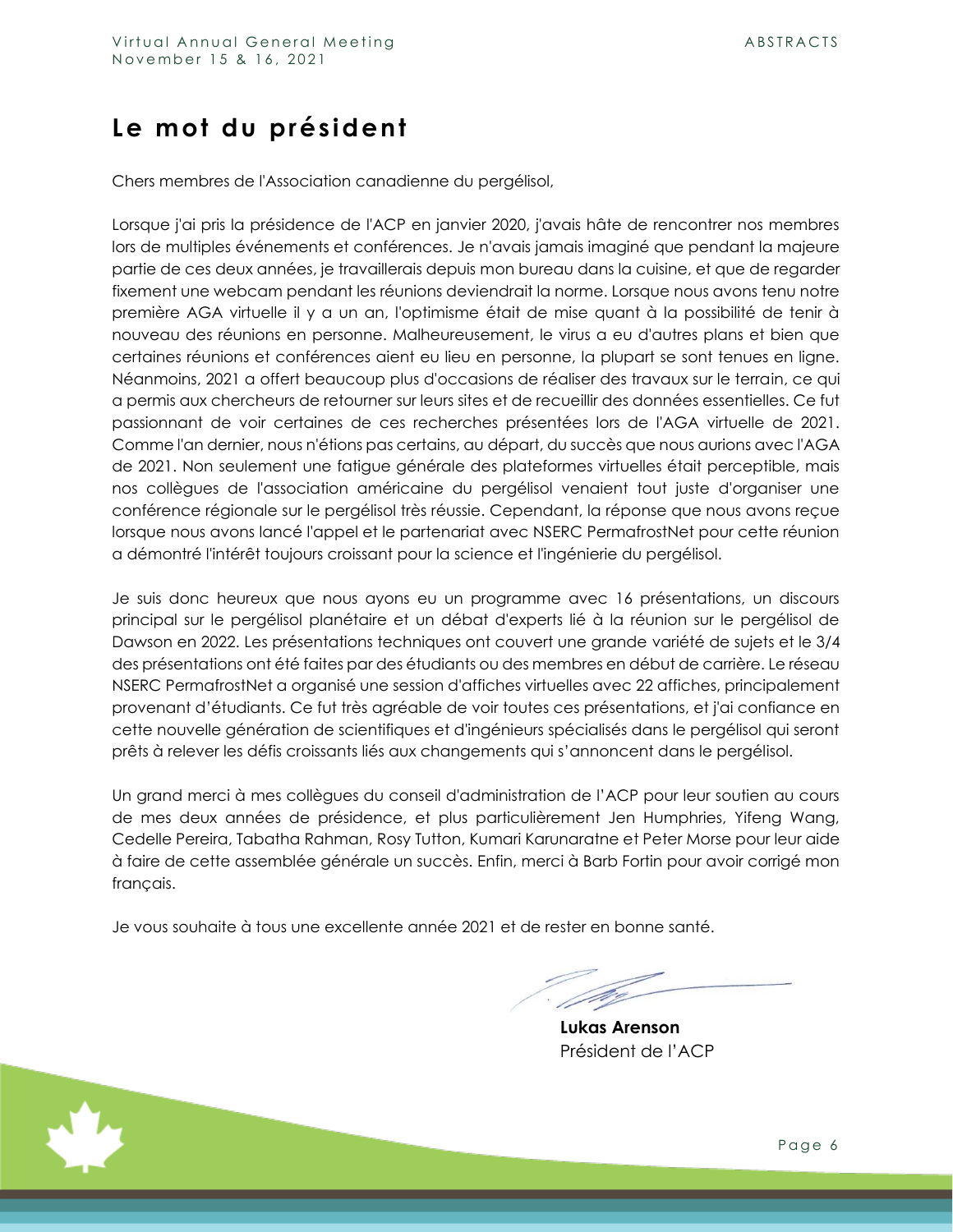# Le mot du président

Chers membres de l'Association canadienne du pergélisol,

Lorsque j'ai pris la présidence de l'ACP en janvier 2020, j'avais hâte de rencontrer nos membres lors de multiples événements et conférences. Je n'avais jamais imaginé que pendant la majeure partie de ces deux années, je travaillerais depuis mon bureau dans la cuisine, et que de regarder fixement une webcam pendant les réunions deviendrait la norme. Lorsque nous avons tenu notre première AGA virtuelle il y a un an, l'optimisme était de mise quant à la possibilité de tenir à nouveau des réunions en personne. Malheureusement, le virus a eu d'autres plans et bien que certaines réunions et conférences aient eu lieu en personne, la plupart se sont tenues en ligne. Néanmoins, 2021 a offert beaucoup plus d'occasions de réaliser des travaux sur le terrain, ce qui a permis aux chercheurs de retourner sur leurs sites et de recueillir des données essentielles. Ce fut passionnant de voir certaines de ces recherches présentées lors de l'AGA virtuelle de 2021. Comme l'an dernier, nous n'étions pas certains, au départ, du succès que nous aurions avec l'AGA de 2021. Non seulement une fatigue générale des plateformes virtuelles était perceptible, mais nos collègues de l'association américaine du pergélisol venaient tout juste d'organiser une conférence régionale sur le pergélisol très réussie. Cependant, la réponse que nous avons reçue lorsque nous avons lancé l'appel et le partenariat avec NSERC PermafrostNet pour cette réunion a démontré l'intérêt toujours croissant pour la science et l'ingénierie du pergélisol.

Je suis donc heureux que nous ayons eu un programme avec 16 présentations, un discours principal sur le pergélisol planétaire et un débat d'experts lié à la réunion sur le pergélisol de Dawson en 2022. Les présentations techniques ont couvert une grande variété de sujets et le 3/4 des présentations ont été faites par des étudiants ou des membres en début de carrière. Le réseau NSERC PermafrostNet a organisé une session d'affiches virtuelles avec 22 affiches, principalement provenant d'étudiants. Ce fut très agréable de voir toutes ces présentations, et j'ai confiance en cette nouvelle génération de scientifiques et d'ingénieurs spécialisés dans le pergélisol qui seront prêts à relever les défis croissants liés aux changements qui s'annoncent dans le pergélisol.

Un grand merci à mes collègues du conseil d'administration de l'ACP pour leur soutien au cours de mes deux années de présidence, et plus particulièrement Jen Humphries, Yifeng Wang, Cedelle Pereira, Tabatha Rahman, Rosy Tutton, Kumari Karunaratne et Peter Morse pour leur aide à faire de cette assemblée générale un succès. Enfin, merci à Barb Fortin pour avoir corrigé mon français.

Je vous souhaite à tous une excellente année 2021 et de rester en bonne santé.

**Lukas Arenson**
Président de l'ACP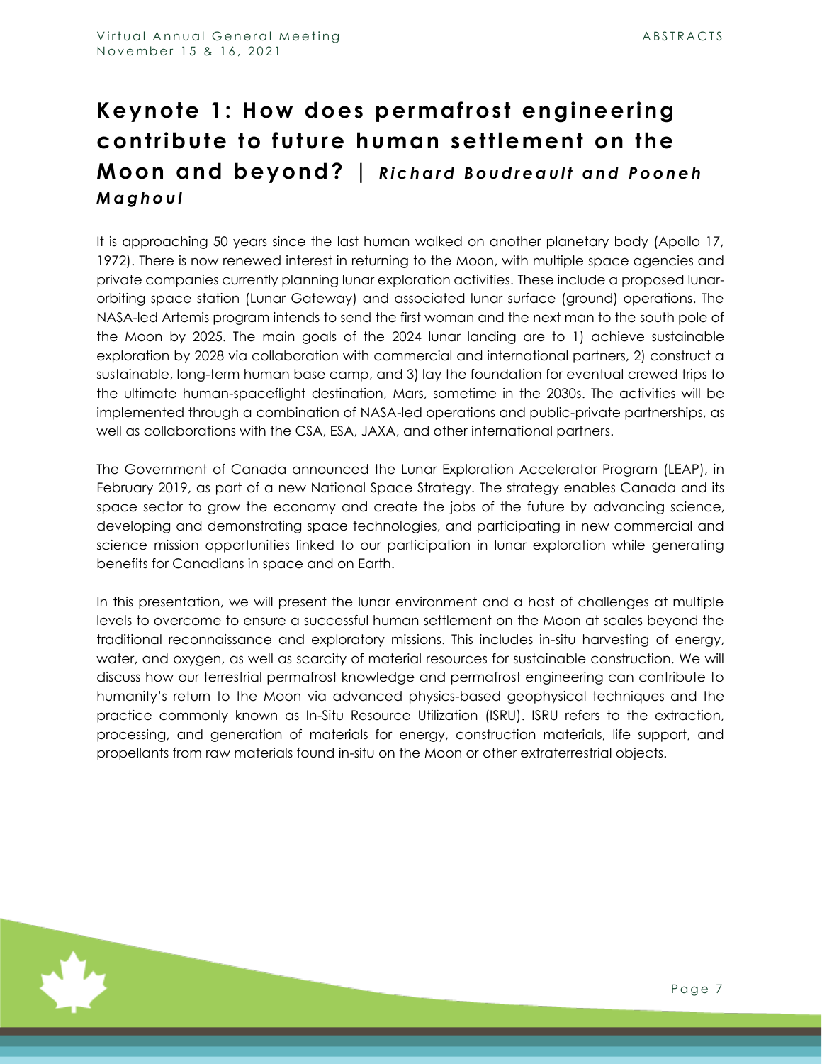# Keynote 1: How does permafrost engineering contribute to future human settlement on the Moon and beyond? | *Richard Boudreault and Pooneh Maghoul*

It is approaching 50 years since the last human walked on another planetary body (Apollo 17, 1972). There is now renewed interest in returning to the Moon, with multiple space agencies and private companies currently planning lunar exploration activities. These include a proposed lunar-orbiting space station (Lunar Gateway) and associated lunar surface (ground) operations. The NASA-led Artemis program intends to send the first woman and the next man to the south pole of the Moon by 2025. The main goals of the 2024 lunar landing are to 1) achieve sustainable exploration by 2028 via collaboration with commercial and international partners, 2) construct a sustainable, long-term human base camp, and 3) lay the foundation for eventual crewed trips to the ultimate human-spaceflight destination, Mars, sometime in the 2030s. The activities will be implemented through a combination of NASA-led operations and public-private partnerships, as well as collaborations with the CSA, ESA, JAXA, and other international partners.

The Government of Canada announced the Lunar Exploration Accelerator Program (LEAP), in February 2019, as part of a new National Space Strategy. The strategy enables Canada and its space sector to grow the economy and create the jobs of the future by advancing science, developing and demonstrating space technologies, and participating in new commercial and science mission opportunities linked to our participation in lunar exploration while generating benefits for Canadians in space and on Earth.

In this presentation, we will present the lunar environment and a host of challenges at multiple levels to overcome to ensure a successful human settlement on the Moon at scales beyond the traditional reconnaissance and exploratory missions. This includes in-situ harvesting of energy, water, and oxygen, as well as scarcity of material resources for sustainable construction. We will discuss how our terrestrial permafrost knowledge and permafrost engineering can contribute to humanity's return to the Moon via advanced physics-based geophysical techniques and the practice commonly known as In-Situ Resource Utilization (ISRU). ISRU refers to the extraction, processing, and generation of materials for energy, construction materials, life support, and propellants from raw materials found in-situ on the Moon or other extraterrestrial objects.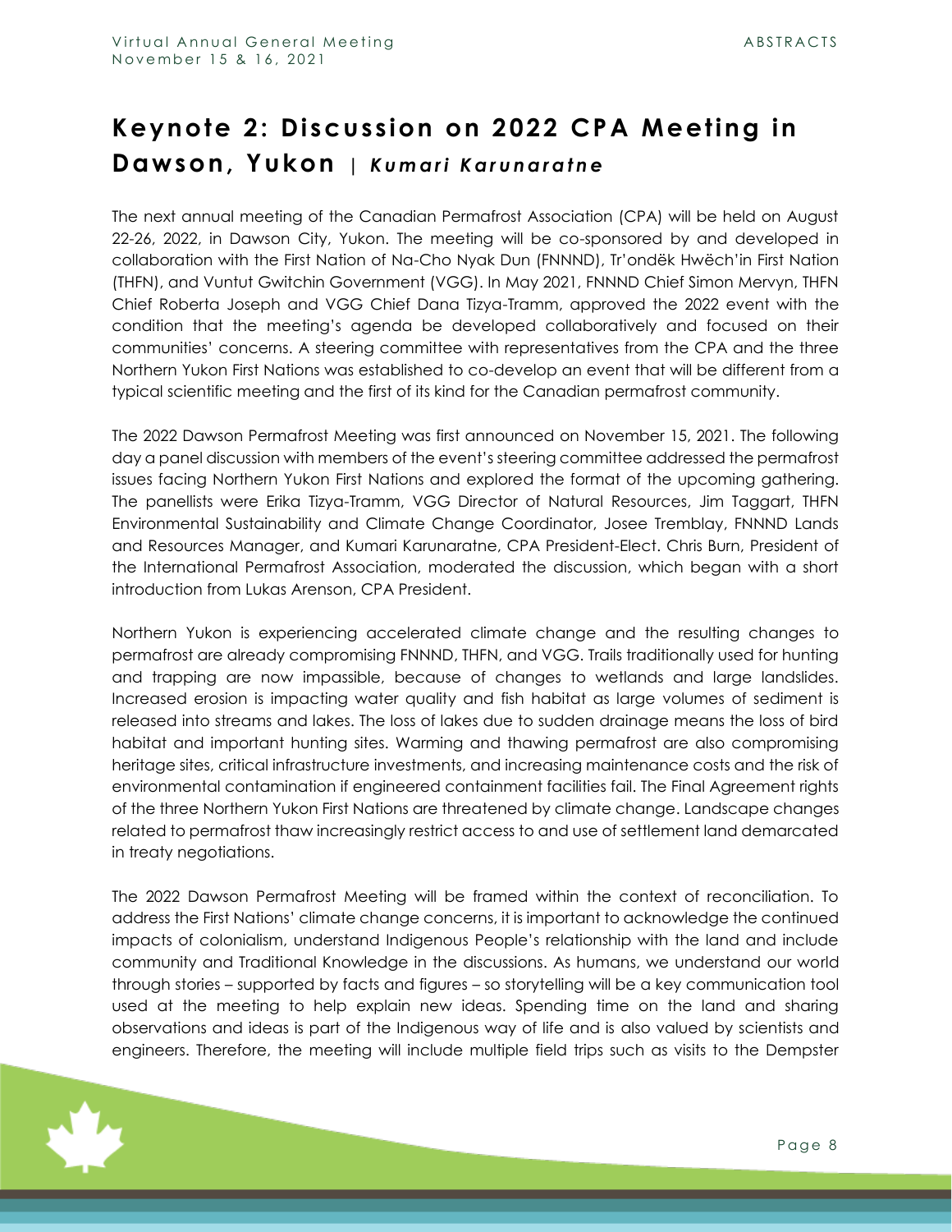## Keynote 2: Discussion on 2022 CPA Meeting in Dawson, Yukon | *Kumari Karunaratne*

The next annual meeting of the Canadian Permafrost Association (CPA) will be held on August 22-26, 2022, in Dawson City, Yukon. The meeting will be co-sponsored by and developed in collaboration with the First Nation of Na-Cho Nyak Dun (FNNND), Tr'ondëk Hwëch'in First Nation (THFN), and Vuntut Gwitchin Government (VGG). In May 2021, FNNND Chief Simon Mervyn, THFN Chief Roberta Joseph and VGG Chief Dana Tizya-Tramm, approved the 2022 event with the condition that the meeting's agenda be developed collaboratively and focused on their communities' concerns. A steering committee with representatives from the CPA and the three Northern Yukon First Nations was established to co-develop an event that will be different from a typical scientific meeting and the first of its kind for the Canadian permafrost community.

The 2022 Dawson Permafrost Meeting was first announced on November 15, 2021. The following day a panel discussion with members of the event's steering committee addressed the permafrost issues facing Northern Yukon First Nations and explored the format of the upcoming gathering. The panellists were Erika Tizya-Tramm, VGG Director of Natural Resources, Jim Taggart, THFN Environmental Sustainability and Climate Change Coordinator, Josee Tremblay, FNNND Lands and Resources Manager, and Kumari Karunaratne, CPA President-Elect. Chris Burn, President of the International Permafrost Association, moderated the discussion, which began with a short introduction from Lukas Arenson, CPA President.

Northern Yukon is experiencing accelerated climate change and the resulting changes to permafrost are already compromising FNNND, THFN, and VGG. Trails traditionally used for hunting and trapping are now impassible, because of changes to wetlands and large landslides. Increased erosion is impacting water quality and fish habitat as large volumes of sediment is released into streams and lakes. The loss of lakes due to sudden drainage means the loss of bird habitat and important hunting sites. Warming and thawing permafrost are also compromising heritage sites, critical infrastructure investments, and increasing maintenance costs and the risk of environmental contamination if engineered containment facilities fail. The Final Agreement rights of the three Northern Yukon First Nations are threatened by climate change. Landscape changes related to permafrost thaw increasingly restrict access to and use of settlement land demarcated in treaty negotiations.

The 2022 Dawson Permafrost Meeting will be framed within the context of reconciliation. To address the First Nations' climate change concerns, it is important to acknowledge the continued impacts of colonialism, understand Indigenous People's relationship with the land and include community and Traditional Knowledge in the discussions. As humans, we understand our world through stories – supported by facts and figures – so storytelling will be a key communication tool used at the meeting to help explain new ideas. Spending time on the land and sharing observations and ideas is part of the Indigenous way of life and is also valued by scientists and engineers. Therefore, the meeting will include multiple field trips such as visits to the Dempster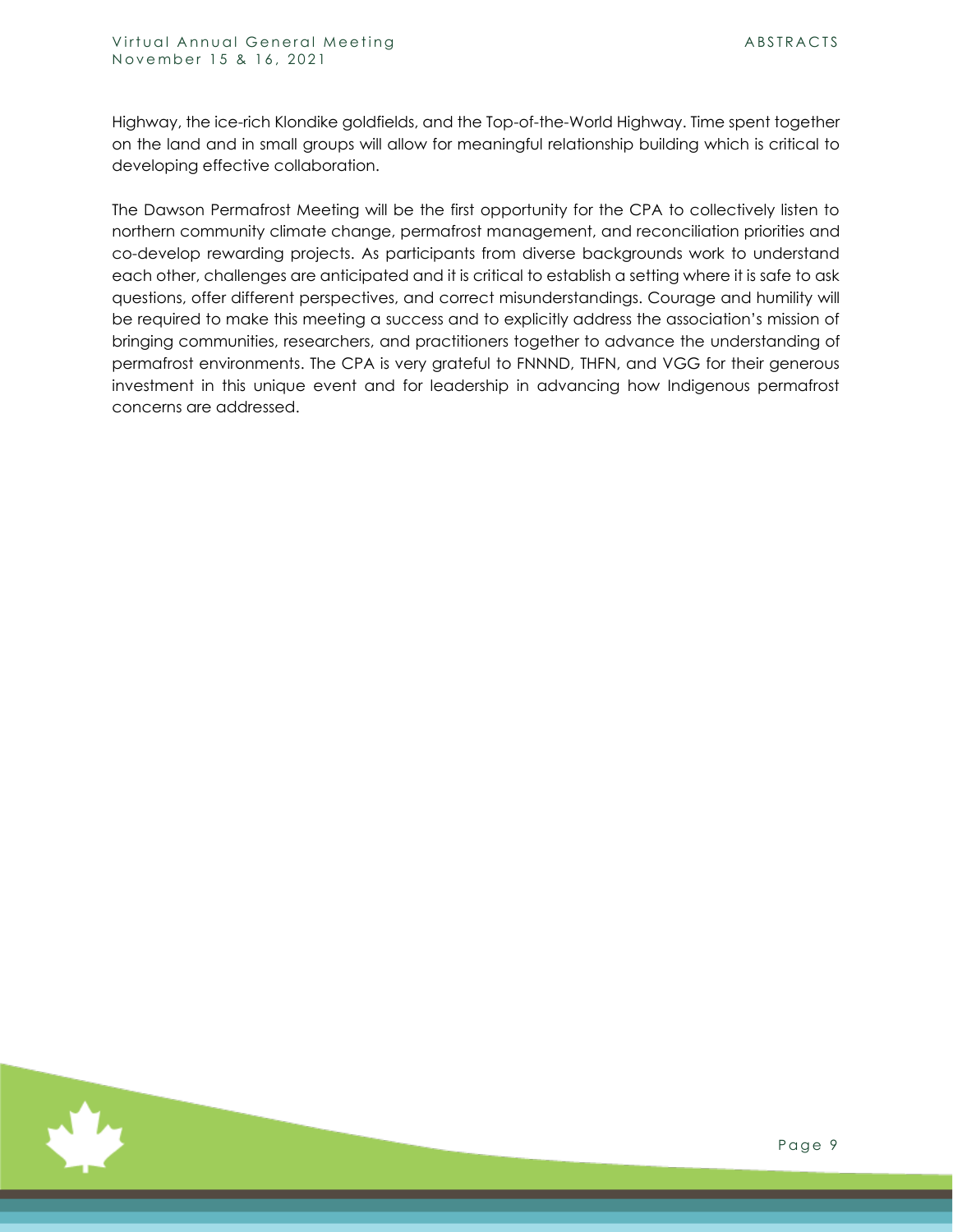Highway, the ice-rich Klondike goldfields, and the Top-of-the-World Highway. Time spent together on the land and in small groups will allow for meaningful relationship building which is critical to developing effective collaboration.

The Dawson Permafrost Meeting will be the first opportunity for the CPA to collectively listen to northern community climate change, permafrost management, and reconciliation priorities and co-develop rewarding projects. As participants from diverse backgrounds work to understand each other, challenges are anticipated and it is critical to establish a setting where it is safe to ask questions, offer different perspectives, and correct misunderstandings. Courage and humility will be required to make this meeting a success and to explicitly address the association's mission of bringing communities, researchers, and practitioners together to advance the understanding of permafrost environments. The CPA is very grateful to FNNND, THFN, and VGG for their generous investment in this unique event and for leadership in advancing how Indigenous permafrost concerns are addressed.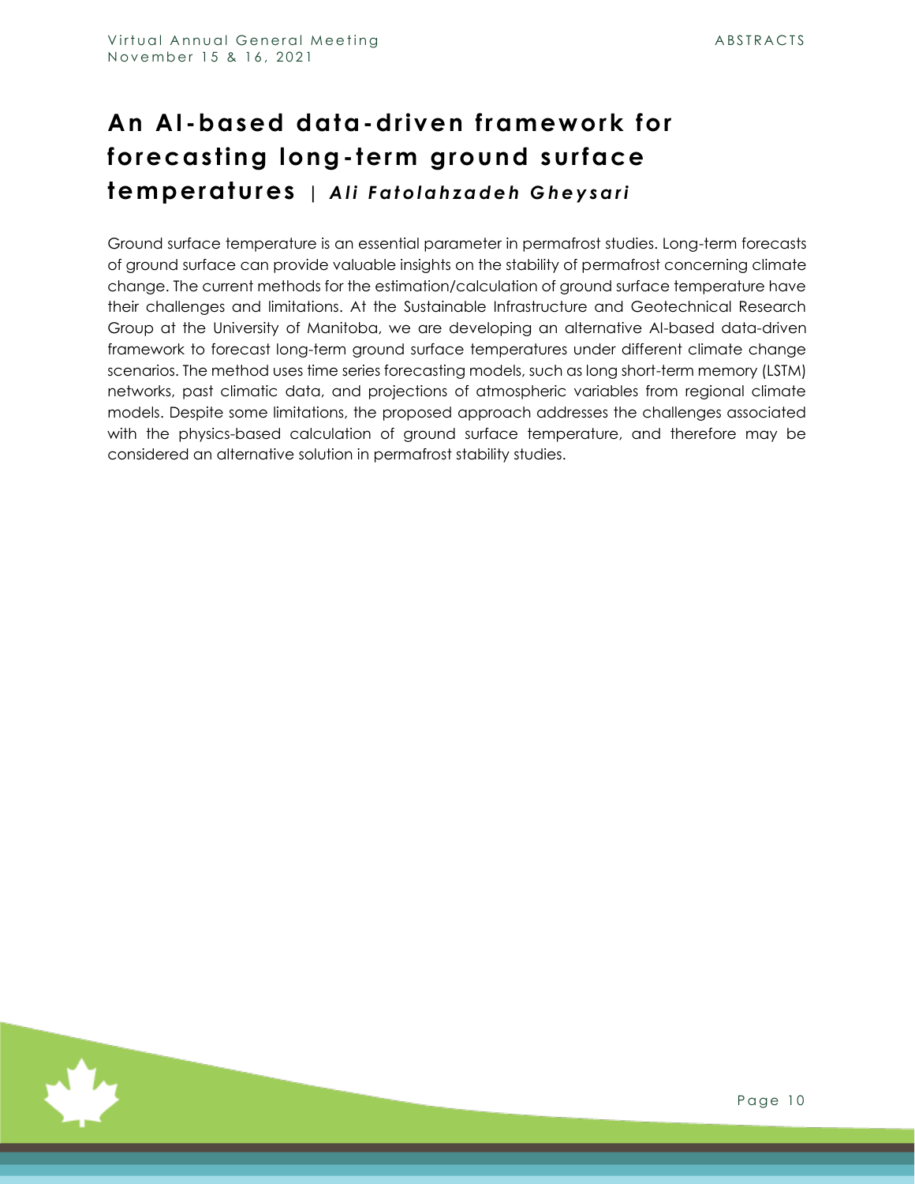## An AI-based data-driven framework for forecasting long-term ground surface temperatures | *Ali Fatolahzadeh Gheysari*

Ground surface temperature is an essential parameter in permafrost studies. Long-term forecasts of ground surface can provide valuable insights on the stability of permafrost concerning climate change. The current methods for the estimation/calculation of ground surface temperature have their challenges and limitations. At the Sustainable Infrastructure and Geotechnical Research Group at the University of Manitoba, we are developing an alternative AI-based data-driven framework to forecast long-term ground surface temperatures under different climate change scenarios. The method uses time series forecasting models, such as long short-term memory (LSTM) networks, past climatic data, and projections of atmospheric variables from regional climate models. Despite some limitations, the proposed approach addresses the challenges associated with the physics-based calculation of ground surface temperature, and therefore may be considered an alternative solution in permafrost stability studies.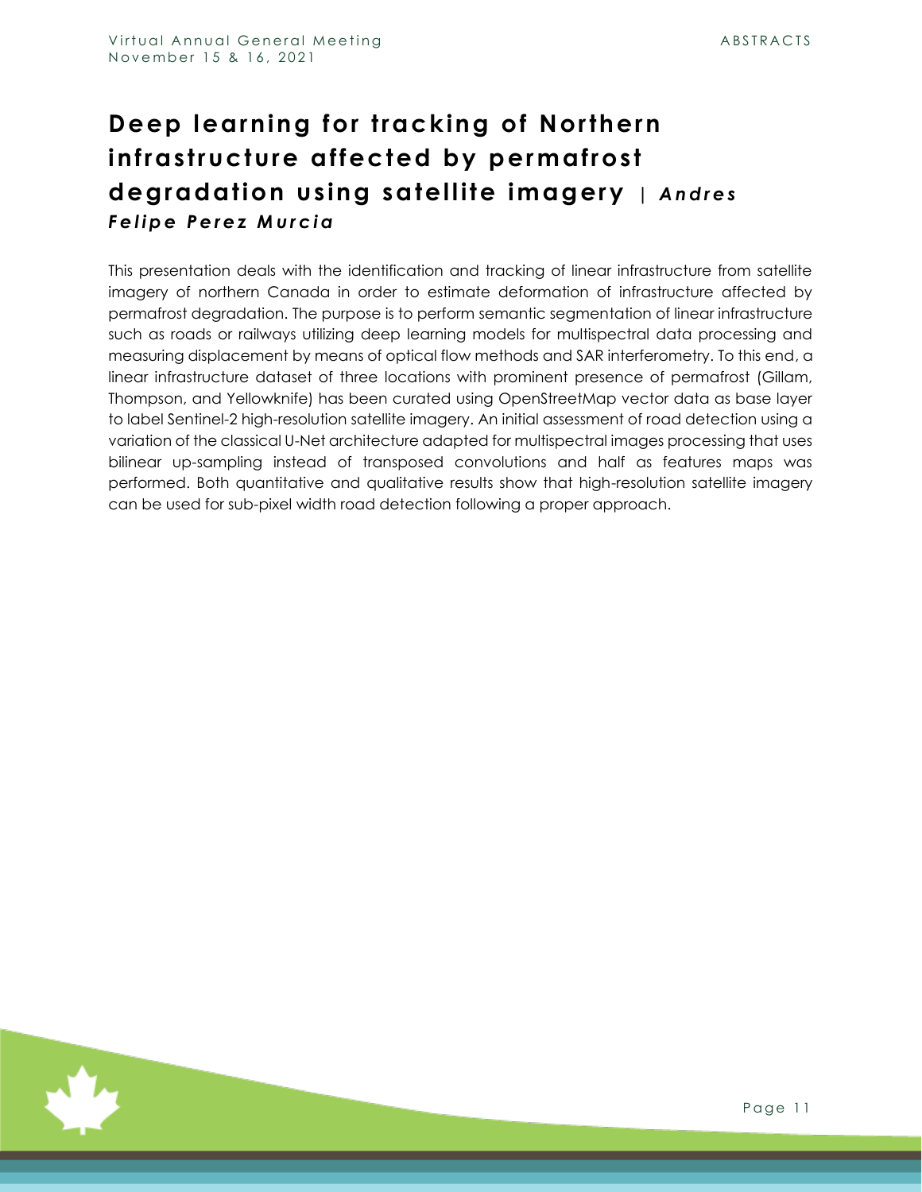# Deep learning for tracking of Northern infrastructure affected by permafrost degradation using satellite imagery | *Andres Felipe Perez Murcia*

This presentation deals with the identification and tracking of linear infrastructure from satellite imagery of northern Canada in order to estimate deformation of infrastructure affected by permafrost degradation. The purpose is to perform semantic segmentation of linear infrastructure such as roads or railways utilizing deep learning models for multispectral data processing and measuring displacement by means of optical flow methods and SAR interferometry. To this end, a linear infrastructure dataset of three locations with prominent presence of permafrost (Gillam, Thompson, and Yellowknife) has been curated using OpenStreetMap vector data as base layer to label Sentinel-2 high-resolution satellite imagery. An initial assessment of road detection using a variation of the classical U-Net architecture adapted for multispectral images processing that uses bilinear up-sampling instead of transposed convolutions and half as features maps was performed. Both quantitative and qualitative results show that high-resolution satellite imagery can be used for sub-pixel width road detection following a proper approach.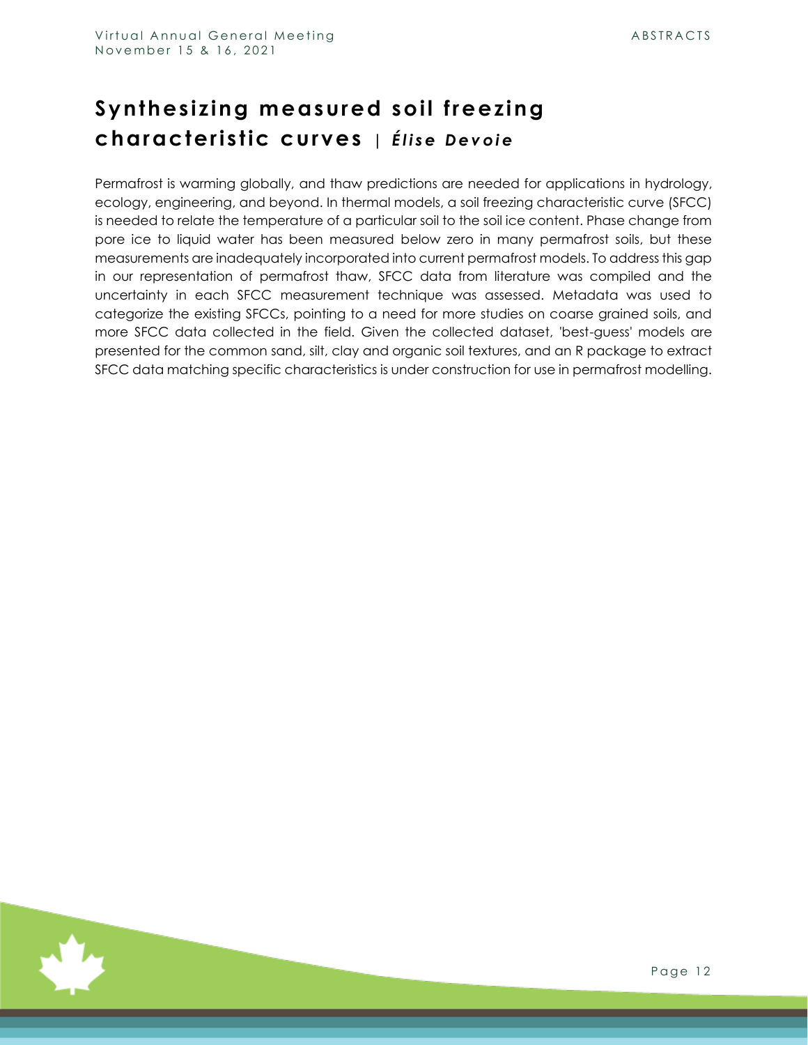## Synthesizing measured soil freezing characteristic curves | *Élise Devoie*

Permafrost is warming globally, and thaw predictions are needed for applications in hydrology, ecology, engineering, and beyond. In thermal models, a soil freezing characteristic curve (SFCC) is needed to relate the temperature of a particular soil to the soil ice content. Phase change from pore ice to liquid water has been measured below zero in many permafrost soils, but these measurements are inadequately incorporated into current permafrost models. To address this gap in our representation of permafrost thaw, SFCC data from literature was compiled and the uncertainty in each SFCC measurement technique was assessed. Metadata was used to categorize the existing SFCCs, pointing to a need for more studies on coarse grained soils, and more SFCC data collected in the field. Given the collected dataset, 'best-guess' models are presented for the common sand, silt, clay and organic soil textures, and an R package to extract SFCC data matching specific characteristics is under construction for use in permafrost modelling.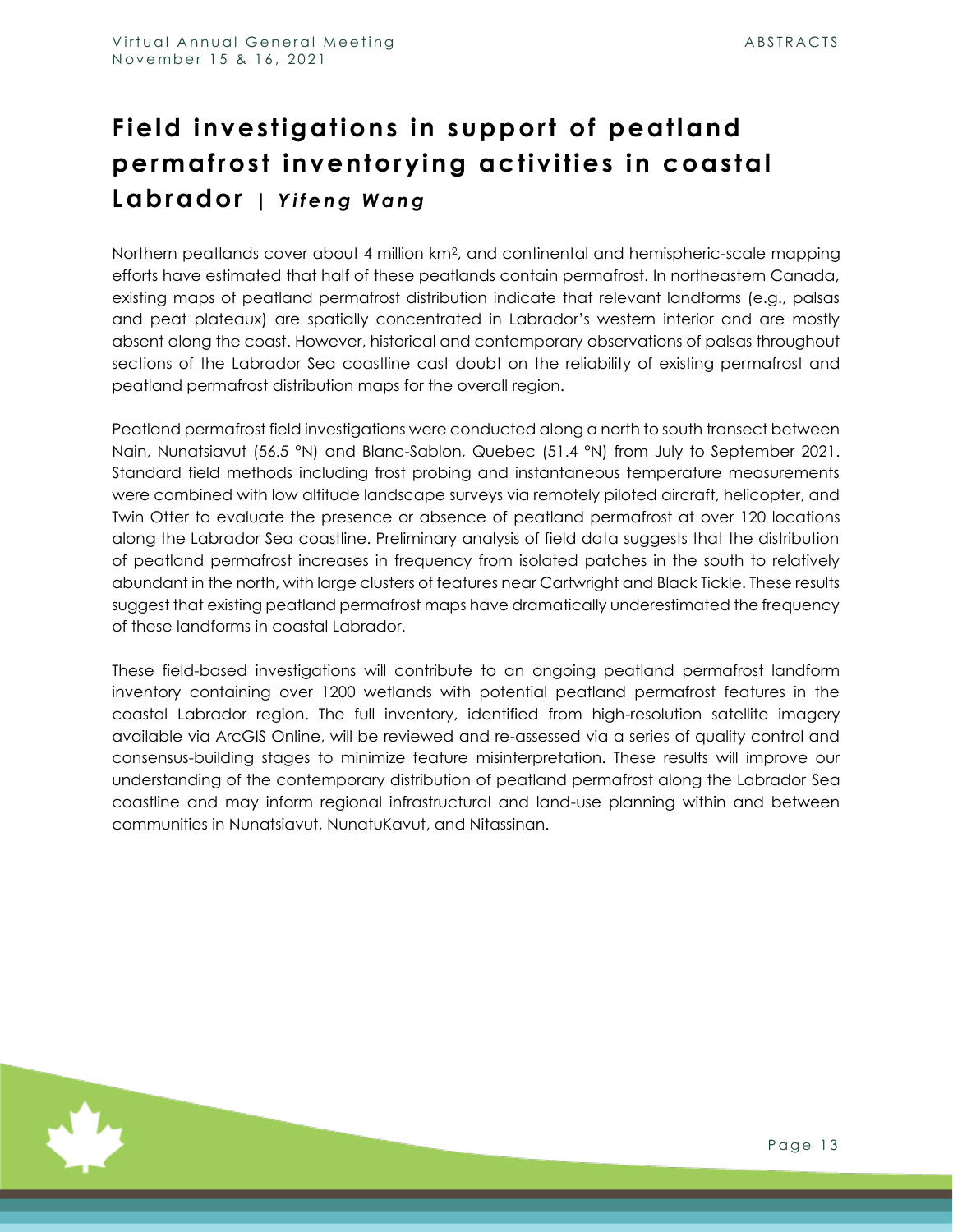# Field investigations in support of peatland permafrost inventorying activities in coastal Labrador | *Yifeng Wang*

Northern peatlands cover about 4 million $km^2$, and continental and hemispheric-scale mapping efforts have estimated that half of these peatlands contain permafrost. In northeastern Canada, existing maps of peatland permafrost distribution indicate that relevant landforms (e.g., palsas and peat plateaux) are spatially concentrated in Labrador's western interior and are mostly absent along the coast. However, historical and contemporary observations of palsas throughout sections of the Labrador Sea coastline cast doubt on the reliability of existing permafrost and peatland permafrost distribution maps for the overall region.

Peatland permafrost field investigations were conducted along a north to south transect between Nain, Nunatsiavut (56.5 °N) and Blanc-Sablon, Quebec (51.4 °N) from July to September 2021. Standard field methods including frost probing and instantaneous temperature measurements were combined with low altitude landscape surveys via remotely piloted aircraft, helicopter, and Twin Otter to evaluate the presence or absence of peatland permafrost at over 120 locations along the Labrador Sea coastline. Preliminary analysis of field data suggests that the distribution of peatland permafrost increases in frequency from isolated patches in the south to relatively abundant in the north, with large clusters of features near Cartwright and Black Tickle. These results suggest that existing peatland permafrost maps have dramatically underestimated the frequency of these landforms in coastal Labrador.

These field-based investigations will contribute to an ongoing peatland permafrost landform inventory containing over 1200 wetlands with potential peatland permafrost features in the coastal Labrador region. The full inventory, identified from high-resolution satellite imagery available via ArcGIS Online, will be reviewed and re-assessed via a series of quality control and consensus-building stages to minimize feature misinterpretation. These results will improve our understanding of the contemporary distribution of peatland permafrost along the Labrador Sea coastline and may inform regional infrastructural and land-use planning within and between communities in Nunatsiavut, NunatuKavut, and Nitassinan.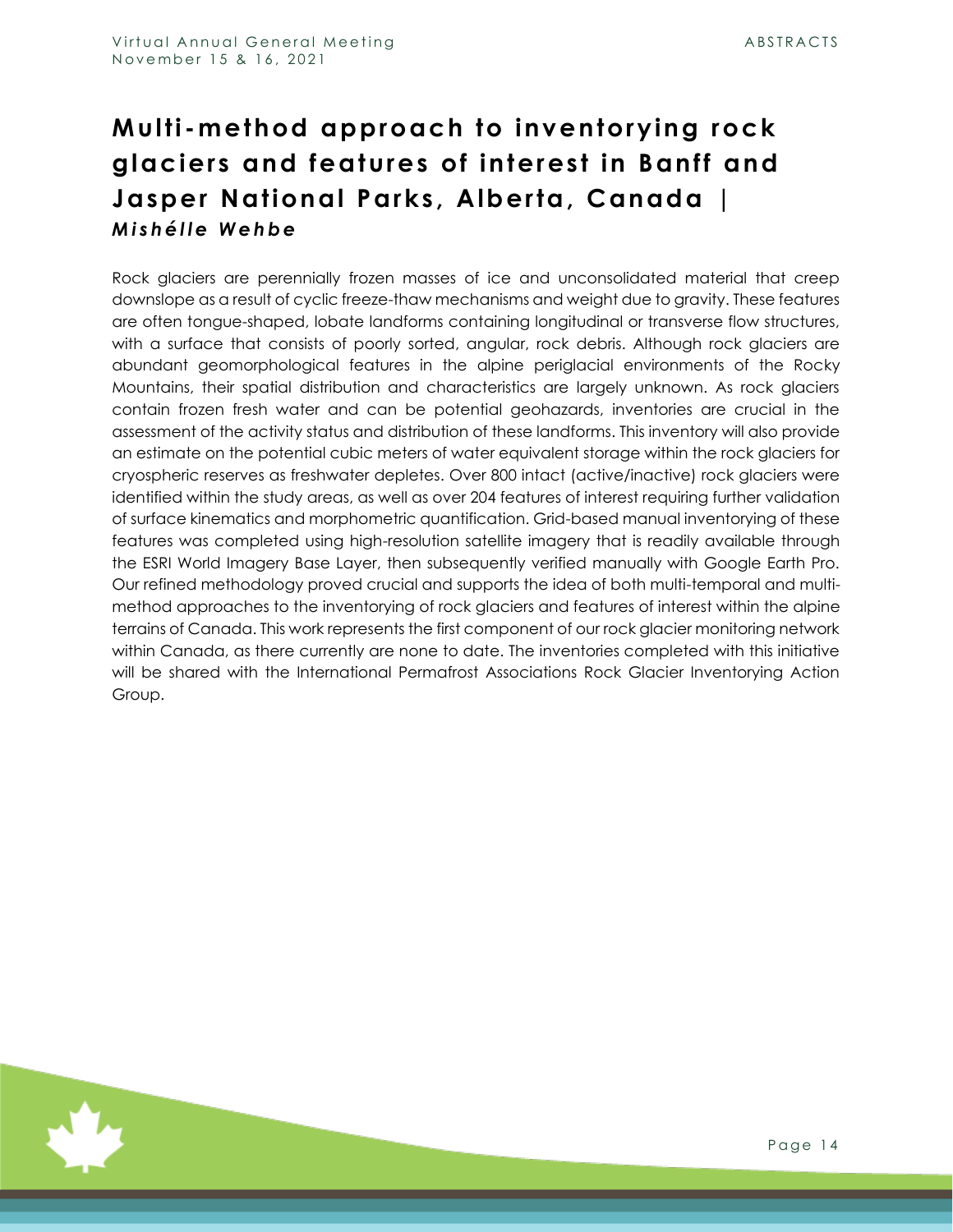# Multi-method approach to inventorying rock glaciers and features of interest in Banff and Jasper National Parks, Alberta, Canada | *Mishélle Wehbe*

Rock glaciers are perennially frozen masses of ice and unconsolidated material that creep downslope as a result of cyclic freeze-thaw mechanisms and weight due to gravity. These features are often tongue-shaped, lobate landforms containing longitudinal or transverse flow structures, with a surface that consists of poorly sorted, angular, rock debris. Although rock glaciers are abundant geomorphological features in the alpine periglacial environments of the Rocky Mountains, their spatial distribution and characteristics are largely unknown. As rock glaciers contain frozen fresh water and can be potential geohazards, inventories are crucial in the assessment of the activity status and distribution of these landforms. This inventory will also provide an estimate on the potential cubic meters of water equivalent storage within the rock glaciers for cryospheric reserves as freshwater depletes. Over 800 intact (active/inactive) rock glaciers were identified within the study areas, as well as over 204 features of interest requiring further validation of surface kinematics and morphometric quantification. Grid-based manual inventorying of these features was completed using high-resolution satellite imagery that is readily available through the ESRI World Imagery Base Layer, then subsequently verified manually with Google Earth Pro. Our refined methodology proved crucial and supports the idea of both multi-temporal and multi-method approaches to the inventorying of rock glaciers and features of interest within the alpine terrains of Canada. This work represents the first component of our rock glacier monitoring network within Canada, as there currently are none to date. The inventories completed with this initiative will be shared with the International Permafrost Associations Rock Glacier Inventorying Action Group.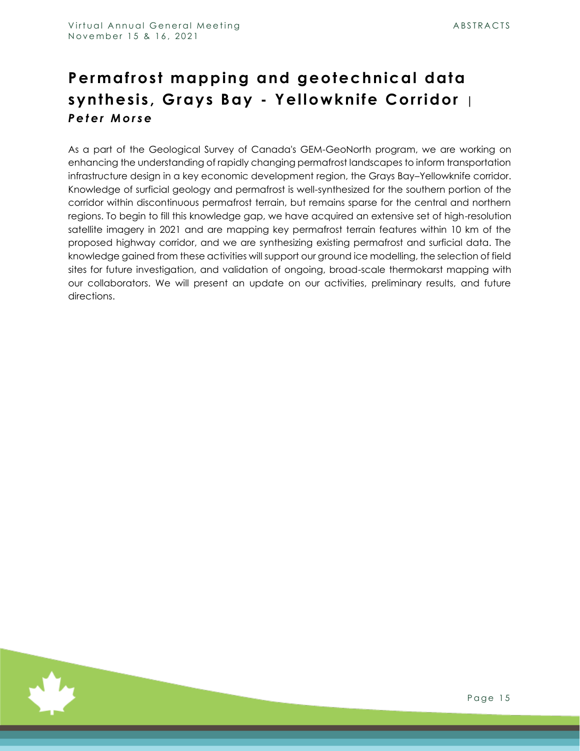## Permafrost mapping and geotechnical data synthesis, Grays Bay - Yellowknife Corridor | *Peter Morse*

As a part of the Geological Survey of Canada's GEM-GeoNorth program, we are working on enhancing the understanding of rapidly changing permafrost landscapes to inform transportation infrastructure design in a key economic development region, the Grays Bay–Yellowknife corridor. Knowledge of surficial geology and permafrost is well-synthesized for the southern portion of the corridor within discontinuous permafrost terrain, but remains sparse for the central and northern regions. To begin to fill this knowledge gap, we have acquired an extensive set of high-resolution satellite imagery in 2021 and are mapping key permafrost terrain features within 10 km of the proposed highway corridor, and we are synthesizing existing permafrost and surficial data. The knowledge gained from these activities will support our ground ice modelling, the selection of field sites for future investigation, and validation of ongoing, broad-scale thermokarst mapping with our collaborators. We will present an update on our activities, preliminary results, and future directions.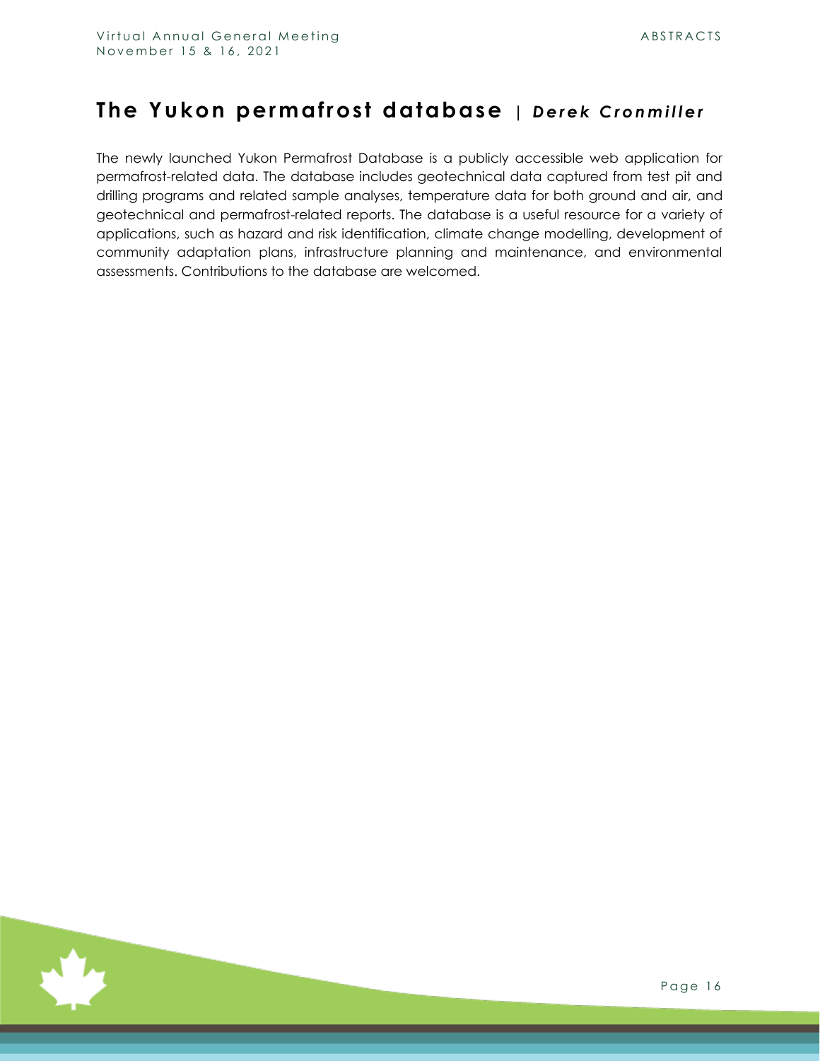# The Yukon permafrost database | *Derek Cronmiller*

The newly launched Yukon Permafrost Database is a publicly accessible web application for permafrost-related data. The database includes geotechnical data captured from test pit and drilling programs and related sample analyses, temperature data for both ground and air, and geotechnical and permafrost-related reports. The database is a useful resource for a variety of applications, such as hazard and risk identification, climate change modelling, development of community adaptation plans, infrastructure planning and maintenance, and environmental assessments. Contributions to the database are welcomed.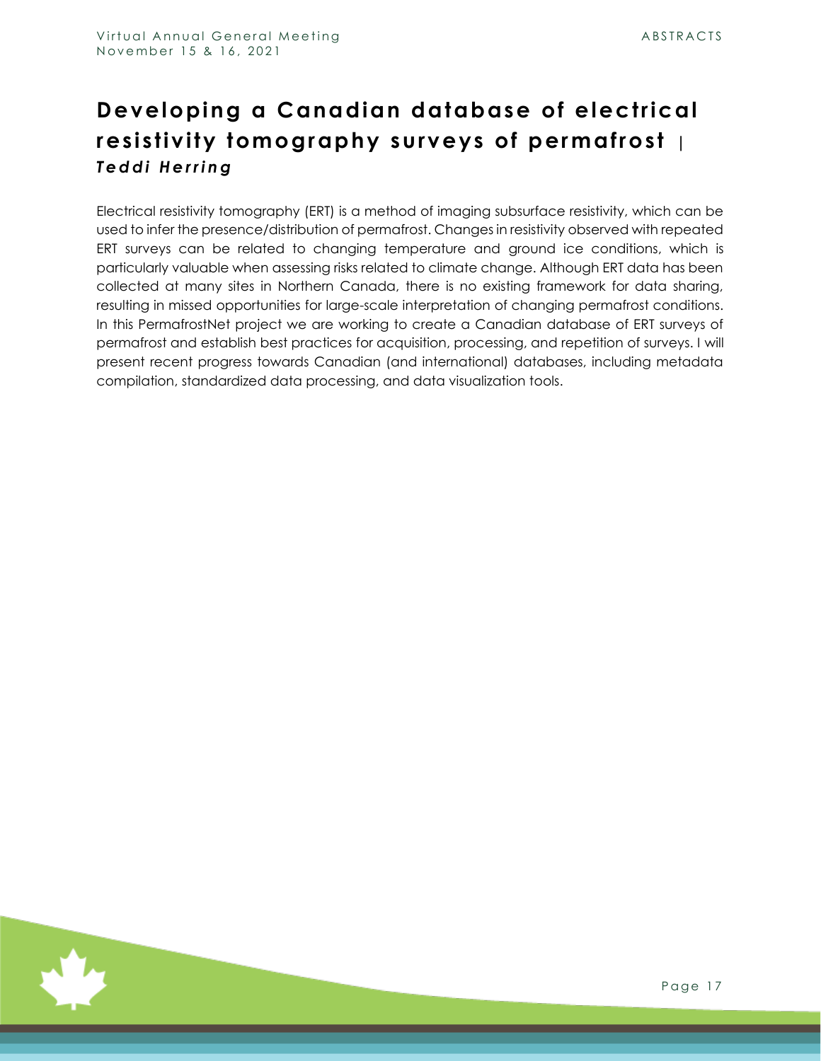# Developing a Canadian database of electrical resistivity tomography surveys of permafrost | *Teddi Herring*

Electrical resistivity tomography (ERT) is a method of imaging subsurface resistivity, which can be used to infer the presence/distribution of permafrost. Changes in resistivity observed with repeated ERT surveys can be related to changing temperature and ground ice conditions, which is particularly valuable when assessing risks related to climate change. Although ERT data has been collected at many sites in Northern Canada, there is no existing framework for data sharing, resulting in missed opportunities for large-scale interpretation of changing permafrost conditions. In this PermafrostNet project we are working to create a Canadian database of ERT surveys of permafrost and establish best practices for acquisition, processing, and repetition of surveys. I will present recent progress towards Canadian (and international) databases, including metadata compilation, standardized data processing, and data visualization tools.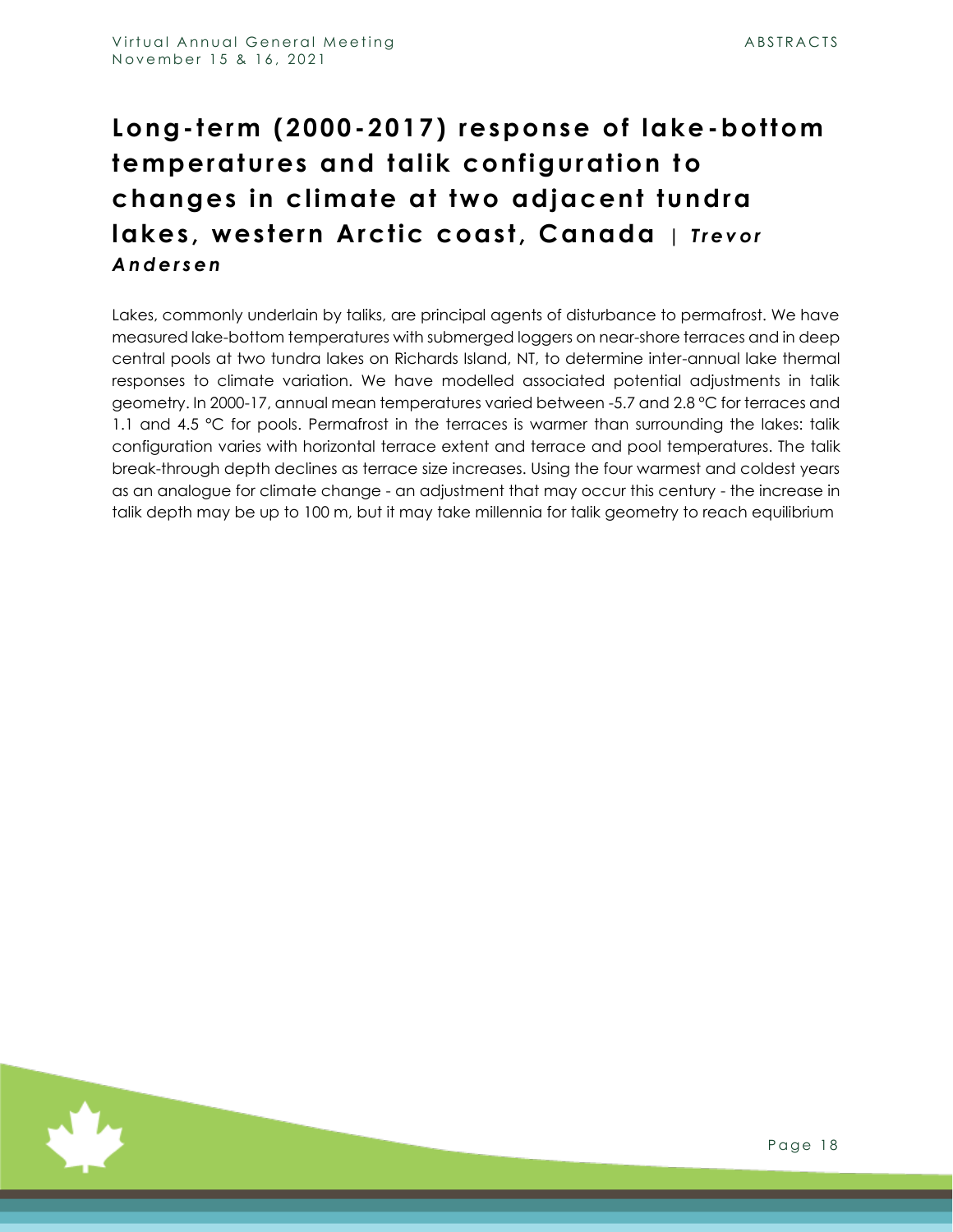# Long-term (2000-2017) response of lake-bottom temperatures and talik configuration to changes in climate at two adjacent tundra lakes, western Arctic coast, Canada | *Trevor Andersen*

Lakes, commonly underlain by taliks, are principal agents of disturbance to permafrost. We have measured lake-bottom temperatures with submerged loggers on near-shore terraces and in deep central pools at two tundra lakes on Richards Island, NT, to determine inter-annual lake thermal responses to climate variation. We have modelled associated potential adjustments in talik geometry. In 2000-17, annual mean temperatures varied between -5.7 and 2.8 °C for terraces and 1.1 and 4.5 °C for pools. Permafrost in the terraces is warmer than surrounding the lakes: talik configuration varies with horizontal terrace extent and terrace and pool temperatures. The talik break-through depth declines as terrace size increases. Using the four warmest and coldest years as an analogue for climate change - an adjustment that may occur this century - the increase in talik depth may be up to 100 m, but it may take millennia for talik geometry to reach equilibrium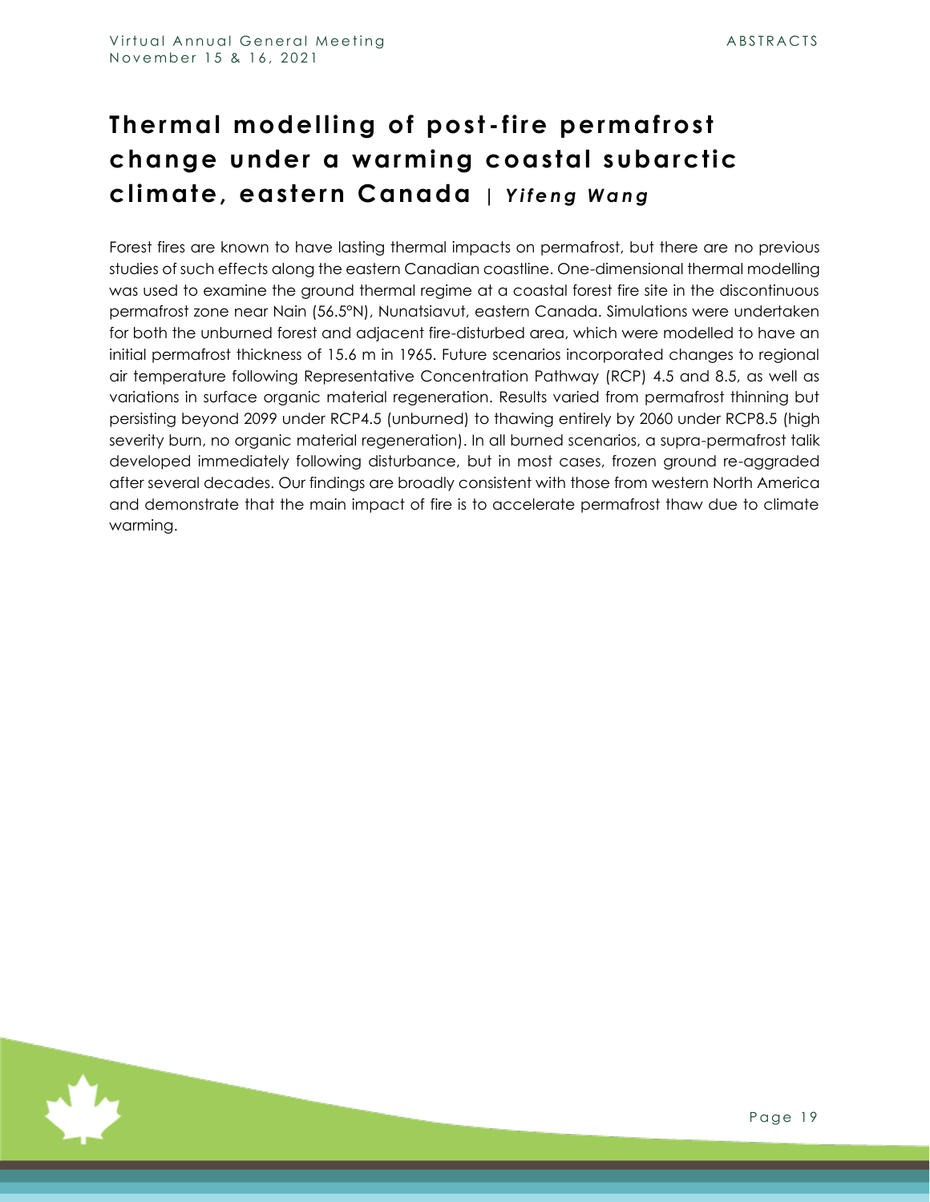# Thermal modelling of post-fire permafrost change under a warming coastal subarctic climate, eastern Canada | *Yifeng Wang*

Forest fires are known to have lasting thermal impacts on permafrost, but there are no previous studies of such effects along the eastern Canadian coastline. One-dimensional thermal modelling was used to examine the ground thermal regime at a coastal forest fire site in the discontinuous permafrost zone near Nain (56.5°N), Nunatsiavut, eastern Canada. Simulations were undertaken for both the unburned forest and adjacent fire-disturbed area, which were modelled to have an initial permafrost thickness of 15.6 m in 1965. Future scenarios incorporated changes to regional air temperature following Representative Concentration Pathway (RCP) 4.5 and 8.5, as well as variations in surface organic material regeneration. Results varied from permafrost thinning but persisting beyond 2099 under RCP4.5 (unburned) to thawing entirely by 2060 under RCP8.5 (high severity burn, no organic material regeneration). In all burned scenarios, a supra-permafrost talik developed immediately following disturbance, but in most cases, frozen ground re-aggraded after several decades. Our findings are broadly consistent with those from western North America and demonstrate that the main impact of fire is to accelerate permafrost thaw due to climate warming.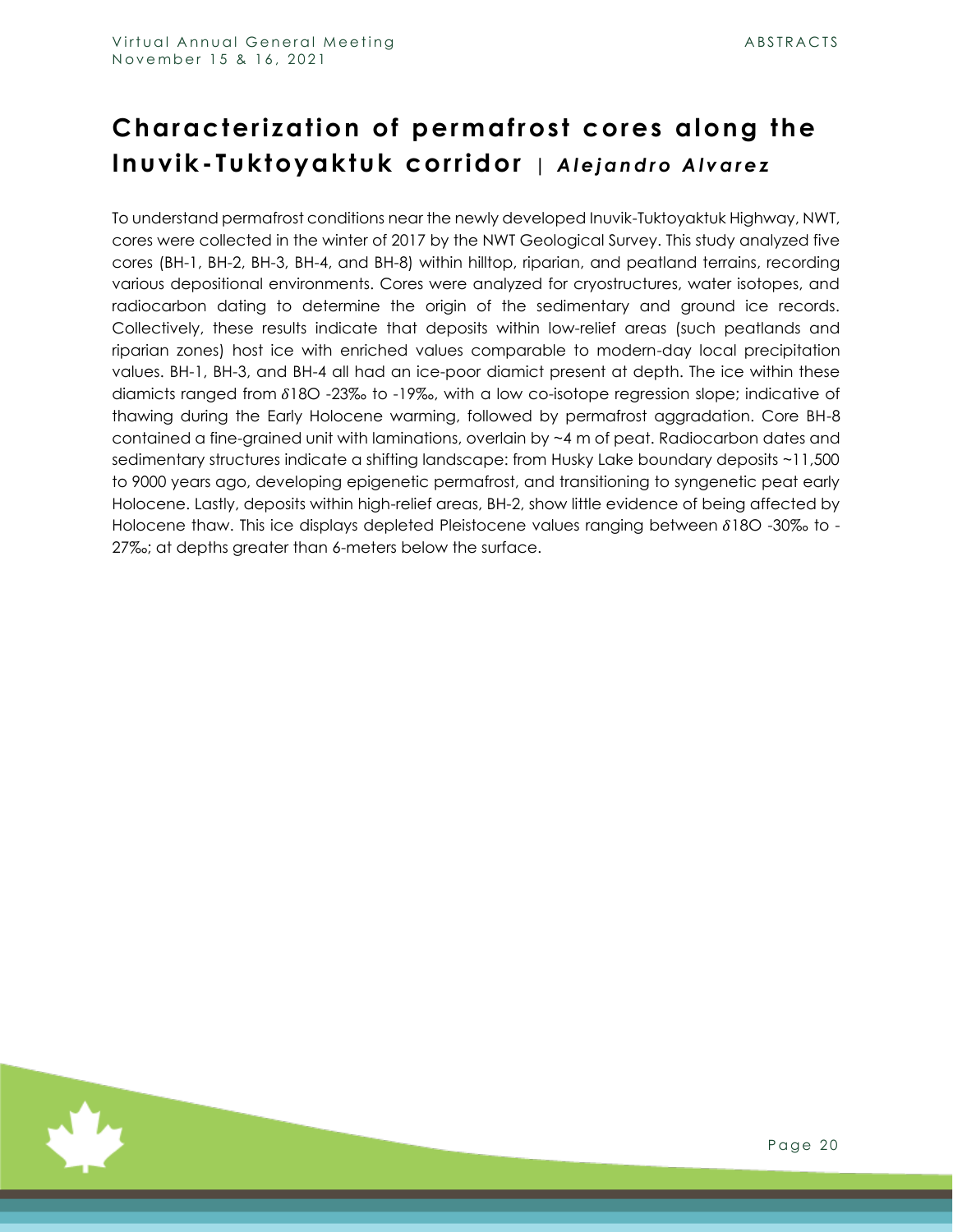# Characterization of permafrost cores along the Inuvik-Tuktoyaktuk corridor | *Alejandro Alvarez*

To understand permafrost conditions near the newly developed Inuvik-Tuktoyaktuk Highway, NWT, cores were collected in the winter of 2017 by the NWT Geological Survey. This study analyzed five cores (BH-1, BH-2, BH-3, BH-4, and BH-8) within hilltop, riparian, and peatland terrains, recording various depositional environments. Cores were analyzed for cryostructures, water isotopes, and radiocarbon dating to determine the origin of the sedimentary and ground ice records. Collectively, these results indicate that deposits within low-relief areas (such peatlands and riparian zones) host ice with enriched values comparable to modern-day local precipitation values. BH-1, BH-3, and BH-4 all had an ice-poor diamict present at depth. The ice within these diamicts ranged from $\delta^{18}O$ -23‰ to -19‰, with a low co-isotope regression slope; indicative of thawing during the Early Holocene warming, followed by permafrost aggradation. Core BH-8 contained a fine-grained unit with laminations, overlain by ~4 m of peat. Radiocarbon dates and sedimentary structures indicate a shifting landscape: from Husky Lake boundary deposits ~11,500 to 9000 years ago, developing epigenetic permafrost, and transitioning to syngenetic peat early Holocene. Lastly, deposits within high-relief areas, BH-2, show little evidence of being affected by Holocene thaw. This ice displays depleted Pleistocene values ranging between $\delta^{18}O$ -30‰ to -27‰; at depths greater than 6-meters below the surface.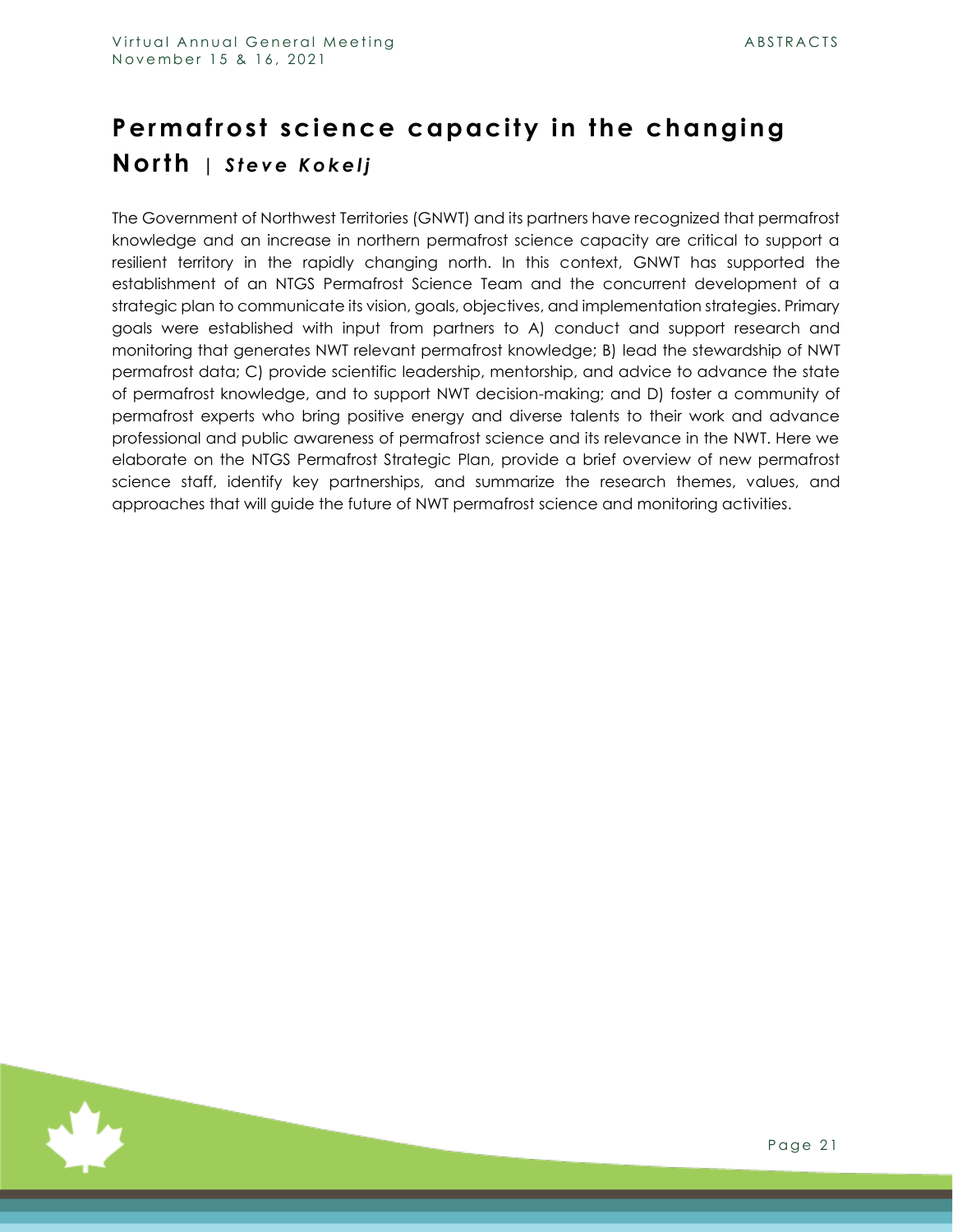## Permafrost science capacity in the changing North | *Steve Kokelj*

The Government of Northwest Territories (GNWT) and its partners have recognized that permafrost knowledge and an increase in northern permafrost science capacity are critical to support a resilient territory in the rapidly changing north. In this context, GNWT has supported the establishment of an NTGS Permafrost Science Team and the concurrent development of a strategic plan to communicate its vision, goals, objectives, and implementation strategies. Primary goals were established with input from partners to A) conduct and support research and monitoring that generates NWT relevant permafrost knowledge; B) lead the stewardship of NWT permafrost data; C) provide scientific leadership, mentorship, and advice to advance the state of permafrost knowledge, and to support NWT decision-making; and D) foster a community of permafrost experts who bring positive energy and diverse talents to their work and advance professional and public awareness of permafrost science and its relevance in the NWT. Here we elaborate on the NTGS Permafrost Strategic Plan, provide a brief overview of new permafrost science staff, identify key partnerships, and summarize the research themes, values, and approaches that will guide the future of NWT permafrost science and monitoring activities.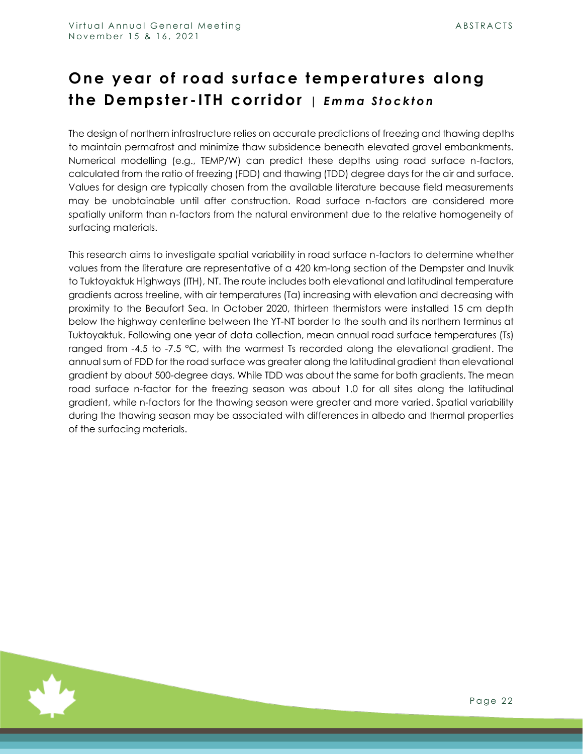# One year of road surface temperatures along the Dempster-ITH corridor | *Emma Stockton*

The design of northern infrastructure relies on accurate predictions of freezing and thawing depths to maintain permafrost and minimize thaw subsidence beneath elevated gravel embankments. Numerical modelling (e.g., TEMP/W) can predict these depths using road surface n-factors, calculated from the ratio of freezing (FDD) and thawing (TDD) degree days for the air and surface. Values for design are typically chosen from the available literature because field measurements may be unobtainable until after construction. Road surface n-factors are considered more spatially uniform than n-factors from the natural environment due to the relative homogeneity of surfacing materials.

This research aims to investigate spatial variability in road surface n-factors to determine whether values from the literature are representative of a 420 km-long section of the Dempster and Inuvik to Tuktoyaktuk Highways (ITH), NT. The route includes both elevational and latitudinal temperature gradients across treeline, with air temperatures (Ta) increasing with elevation and decreasing with proximity to the Beaufort Sea. In October 2020, thirteen thermistors were installed 15 cm depth below the highway centerline between the YT-NT border to the south and its northern terminus at Tuktoyaktuk. Following one year of data collection, mean annual road surface temperatures (Ts) ranged from -4.5 to -7.5 °C, with the warmest Ts recorded along the elevational gradient. The annual sum of FDD for the road surface was greater along the latitudinal gradient than elevational gradient by about 500-degree days. While TDD was about the same for both gradients. The mean road surface n-factor for the freezing season was about 1.0 for all sites along the latitudinal gradient, while n-factors for the thawing season were greater and more varied. Spatial variability during the thawing season may be associated with differences in albedo and thermal properties of the surfacing materials.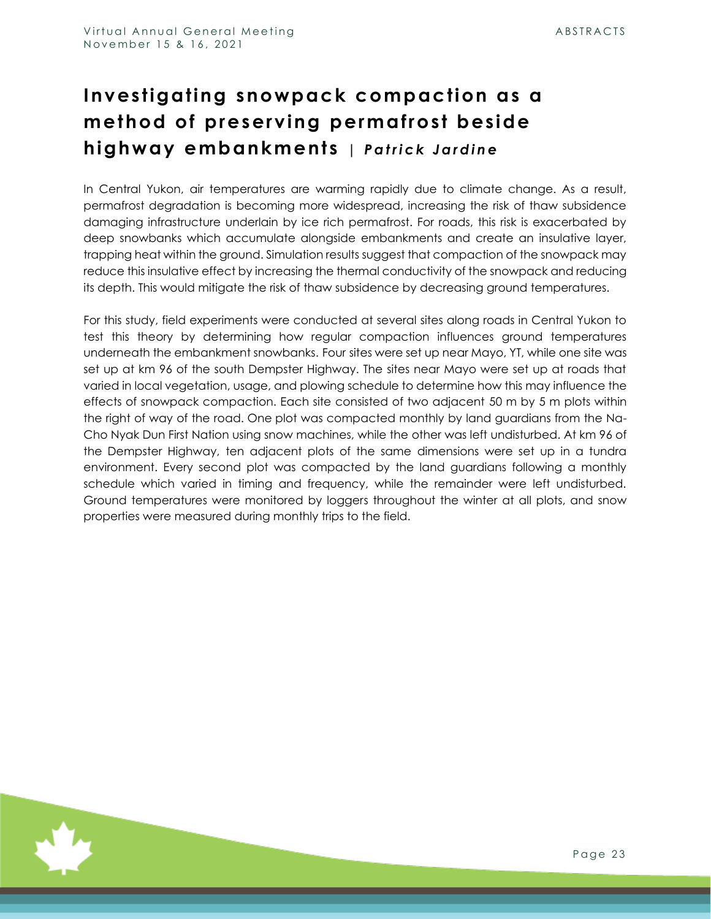# Investigating snowpack compaction as a method of preserving permafrost beside highway embankments | *Patrick Jardine*

In Central Yukon, air temperatures are warming rapidly due to climate change. As a result, permafrost degradation is becoming more widespread, increasing the risk of thaw subsidence damaging infrastructure underlain by ice rich permafrost. For roads, this risk is exacerbated by deep snowbanks which accumulate alongside embankments and create an insulative layer, trapping heat within the ground. Simulation results suggest that compaction of the snowpack may reduce this insulative effect by increasing the thermal conductivity of the snowpack and reducing its depth. This would mitigate the risk of thaw subsidence by decreasing ground temperatures.

For this study, field experiments were conducted at several sites along roads in Central Yukon to test this theory by determining how regular compaction influences ground temperatures underneath the embankment snowbanks. Four sites were set up near Mayo, YT, while one site was set up at km 96 of the south Dempster Highway. The sites near Mayo were set up at roads that varied in local vegetation, usage, and plowing schedule to determine how this may influence the effects of snowpack compaction. Each site consisted of two adjacent 50 m by 5 m plots within the right of way of the road. One plot was compacted monthly by land guardians from the Na-Cho Nyak Dun First Nation using snow machines, while the other was left undisturbed. At km 96 of the Dempster Highway, ten adjacent plots of the same dimensions were set up in a tundra environment. Every second plot was compacted by the land guardians following a monthly schedule which varied in timing and frequency, while the remainder were left undisturbed. Ground temperatures were monitored by loggers throughout the winter at all plots, and snow properties were measured during monthly trips to the field.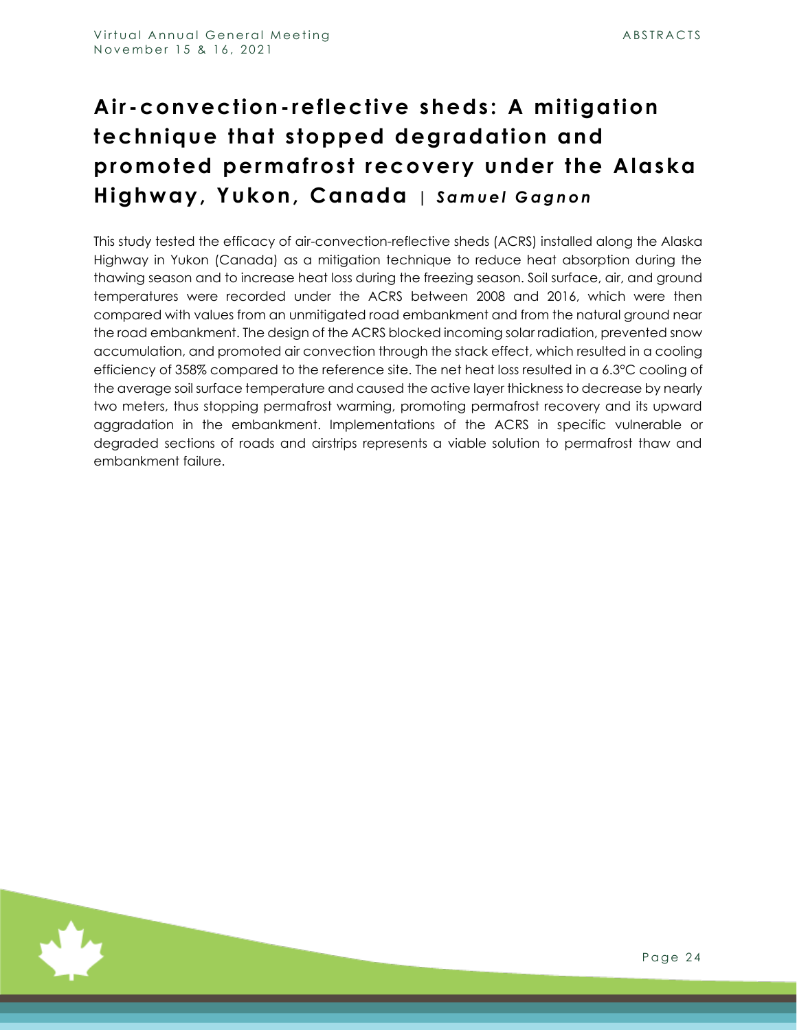# Air-convection-reflective sheds: A mitigation technique that stopped degradation and promoted permafrost recovery under the Alaska Highway, Yukon, Canada | *Samuel Gagnon*

This study tested the efficacy of air-convection-reflective sheds (ACRS) installed along the Alaska Highway in Yukon (Canada) as a mitigation technique to reduce heat absorption during the thawing season and to increase heat loss during the freezing season. Soil surface, air, and ground temperatures were recorded under the ACRS between 2008 and 2016, which were then compared with values from an unmitigated road embankment and from the natural ground near the road embankment. The design of the ACRS blocked incoming solar radiation, prevented snow accumulation, and promoted air convection through the stack effect, which resulted in a cooling efficiency of 358% compared to the reference site. The net heat loss resulted in a 6.3°C cooling of the average soil surface temperature and caused the active layer thickness to decrease by nearly two meters, thus stopping permafrost warming, promoting permafrost recovery and its upward aggradation in the embankment. Implementations of the ACRS in specific vulnerable or degraded sections of roads and airstrips represents a viable solution to permafrost thaw and embankment failure.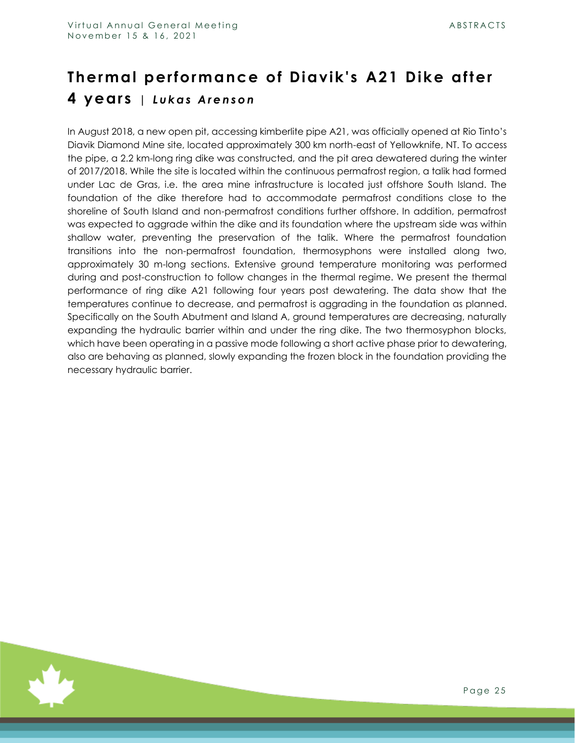# Thermal performance of Diavik's A21 Dike after 4 years | *Lukas Arenson*

In August 2018, a new open pit, accessing kimberlite pipe A21, was officially opened at Rio Tinto's Diavik Diamond Mine site, located approximately 300 km north-east of Yellowknife, NT. To access the pipe, a 2.2 km-long ring dike was constructed, and the pit area dewatered during the winter of 2017/2018. While the site is located within the continuous permafrost region, a talik had formed under Lac de Gras, i.e. the area mine infrastructure is located just offshore South Island. The foundation of the dike therefore had to accommodate permafrost conditions close to the shoreline of South Island and non-permafrost conditions further offshore. In addition, permafrost was expected to aggrade within the dike and its foundation where the upstream side was within shallow water, preventing the preservation of the talik. Where the permafrost foundation transitions into the non-permafrost foundation, thermosyphons were installed along two, approximately 30 m-long sections. Extensive ground temperature monitoring was performed during and post-construction to follow changes in the thermal regime. We present the thermal performance of ring dike A21 following four years post dewatering. The data show that the temperatures continue to decrease, and permafrost is aggrading in the foundation as planned. Specifically on the South Abutment and Island A, ground temperatures are decreasing, naturally expanding the hydraulic barrier within and under the ring dike. The two thermosyphon blocks, which have been operating in a passive mode following a short active phase prior to dewatering, also are behaving as planned, slowly expanding the frozen block in the foundation providing the necessary hydraulic barrier.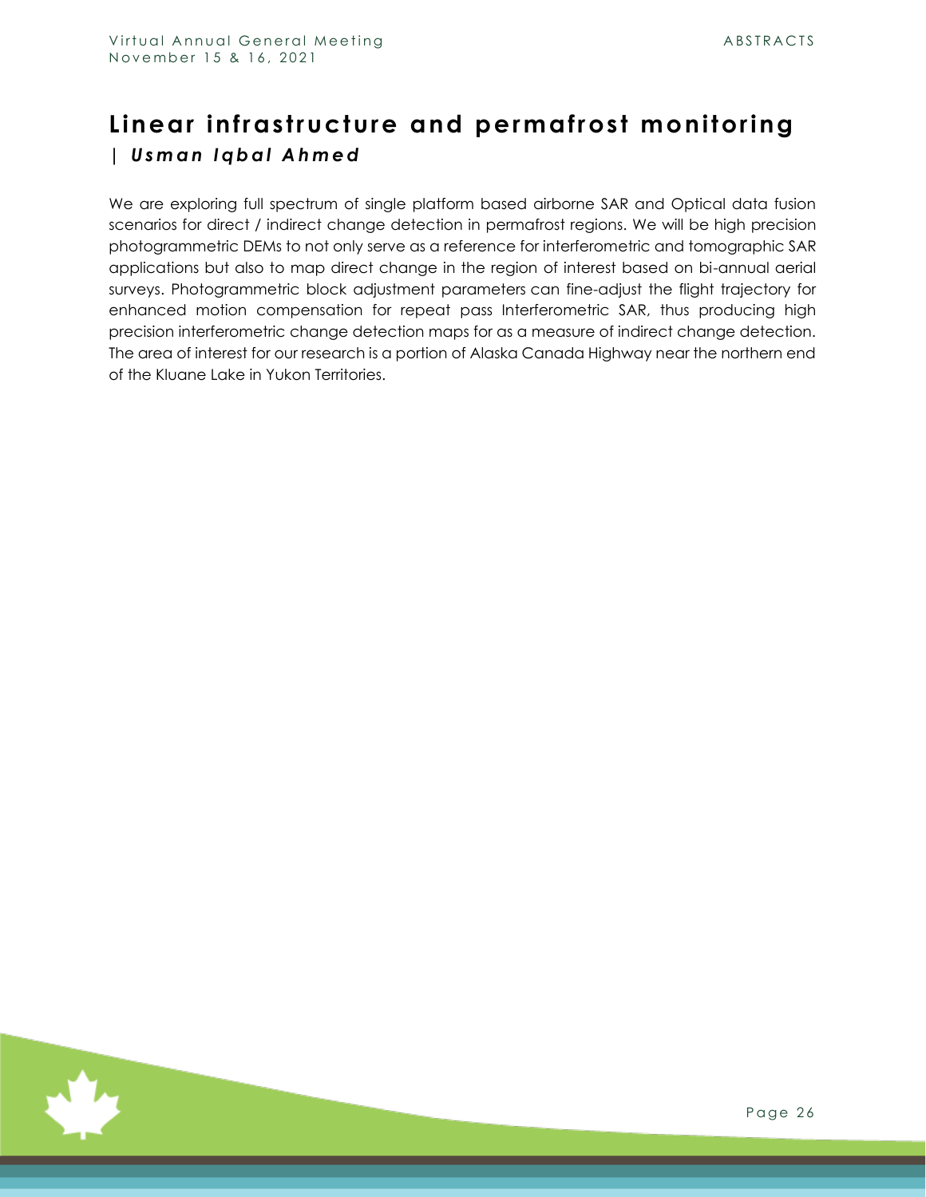# Linear infrastructure and permafrost monitoring

*| Usman Iqbal Ahmed*

We are exploring full spectrum of single platform based airborne SAR and Optical data fusion scenarios for direct / indirect change detection in permafrost regions. We will be high precision photogrammetric DEMs to not only serve as a reference for interferometric and tomographic SAR applications but also to map direct change in the region of interest based on bi-annual aerial surveys. Photogrammetric block adjustment parameters can fine-adjust the flight trajectory for enhanced motion compensation for repeat pass Interferometric SAR, thus producing high precision interferometric change detection maps for as a measure of indirect change detection. The area of interest for our research is a portion of Alaska Canada Highway near the northern end of the Kluane Lake in Yukon Territories.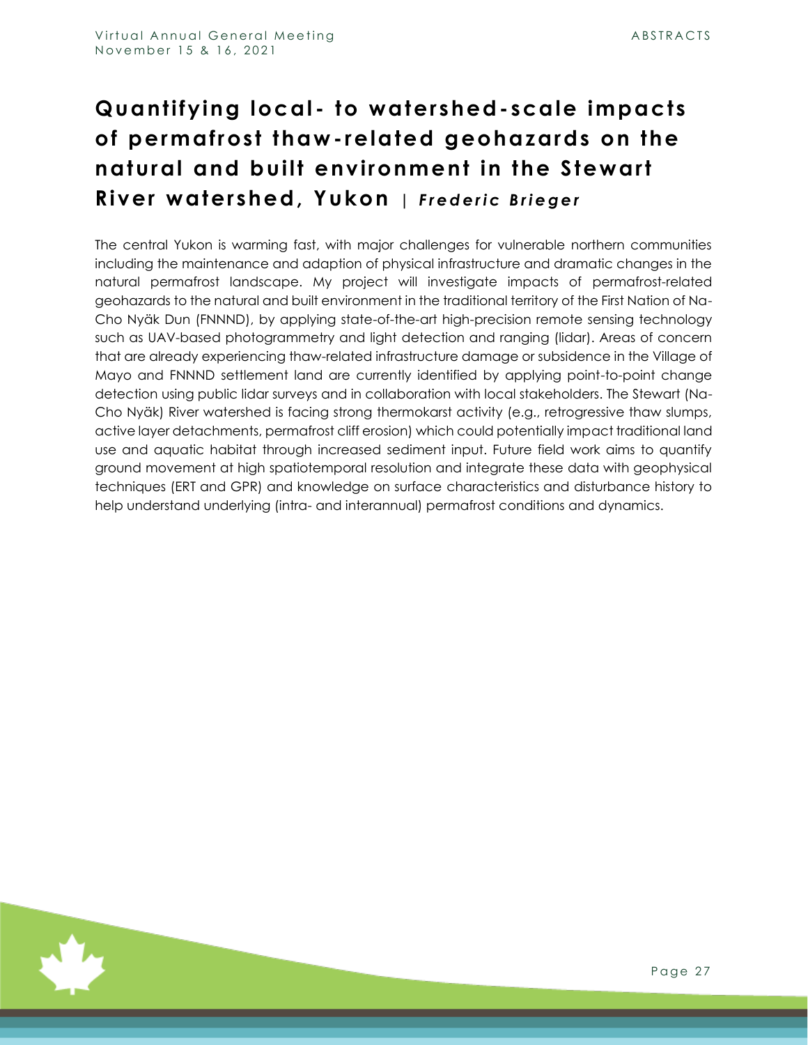# Quantifying local- to watershed-scale impacts of permafrost thaw-related geohazards on the natural and built environment in the Stewart River watershed, Yukon | *Frederic Brieger*

The central Yukon is warming fast, with major challenges for vulnerable northern communities including the maintenance and adaption of physical infrastructure and dramatic changes in the natural permafrost landscape. My project will investigate impacts of permafrost-related geohazards to the natural and built environment in the traditional territory of the First Nation of Na-Cho Nyäk Dun (FNNND), by applying state-of-the-art high-precision remote sensing technology such as UAV-based photogrammetry and light detection and ranging (lidar). Areas of concern that are already experiencing thaw-related infrastructure damage or subsidence in the Village of Mayo and FNNND settlement land are currently identified by applying point-to-point change detection using public lidar surveys and in collaboration with local stakeholders. The Stewart (Na-Cho Nyäk) River watershed is facing strong thermokarst activity (e.g., retrogressive thaw slumps, active layer detachments, permafrost cliff erosion) which could potentially impact traditional land use and aquatic habitat through increased sediment input. Future field work aims to quantify ground movement at high spatiotemporal resolution and integrate these data with geophysical techniques (ERT and GPR) and knowledge on surface characteristics and disturbance history to help understand underlying (intra- and interannual) permafrost conditions and dynamics.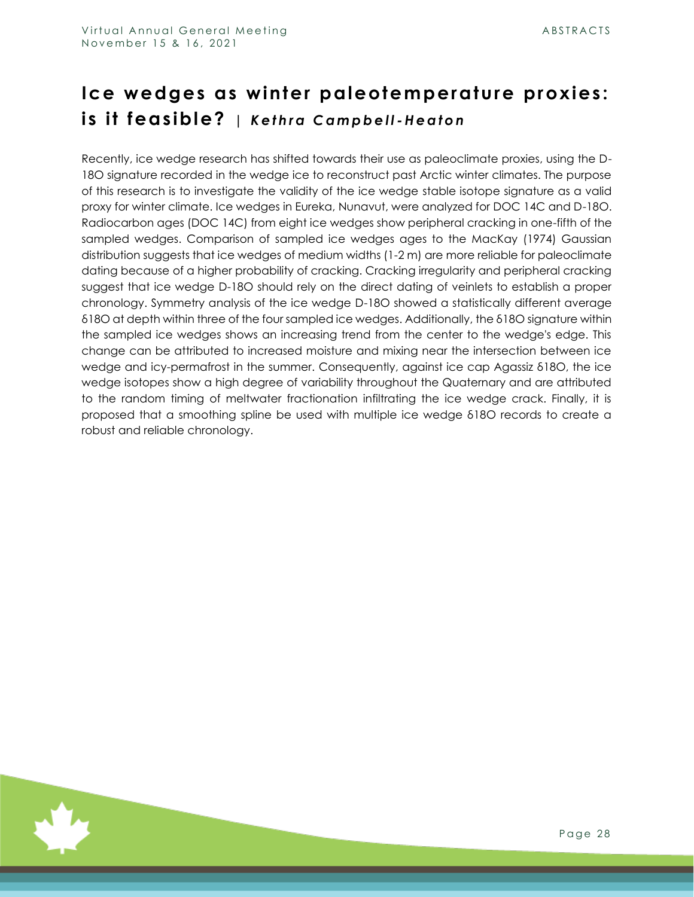# Ice wedges as winter paleotemperature proxies: is it feasible? | *Kethra Campbell-Heaton*

Recently, ice wedge research has shifted towards their use as paleoclimate proxies, using the D-18O signature recorded in the wedge ice to reconstruct past Arctic winter climates. The purpose of this research is to investigate the validity of the ice wedge stable isotope signature as a valid proxy for winter climate. Ice wedges in Eureka, Nunavut, were analyzed for DOC 14C and D-18O. Radiocarbon ages (DOC 14C) from eight ice wedges show peripheral cracking in one-fifth of the sampled wedges. Comparison of sampled ice wedges ages to the MacKay (1974) Gaussian distribution suggests that ice wedges of medium widths (1-2 m) are more reliable for paleoclimate dating because of a higher probability of cracking. Cracking irregularity and peripheral cracking suggest that ice wedge D-18O should rely on the direct dating of veinlets to establish a proper chronology. Symmetry analysis of the ice wedge D-18O showed a statistically different average δ18O at depth within three of the four sampled ice wedges. Additionally, the δ18O signature within the sampled ice wedges shows an increasing trend from the center to the wedge's edge. This change can be attributed to increased moisture and mixing near the intersection between ice wedge and icy-permafrost in the summer. Consequently, against ice cap Agassiz δ18O, the ice wedge isotopes show a high degree of variability throughout the Quaternary and are attributed to the random timing of meltwater fractionation infiltrating the ice wedge crack. Finally, it is proposed that a smoothing spline be used with multiple ice wedge δ18O records to create a robust and reliable chronology.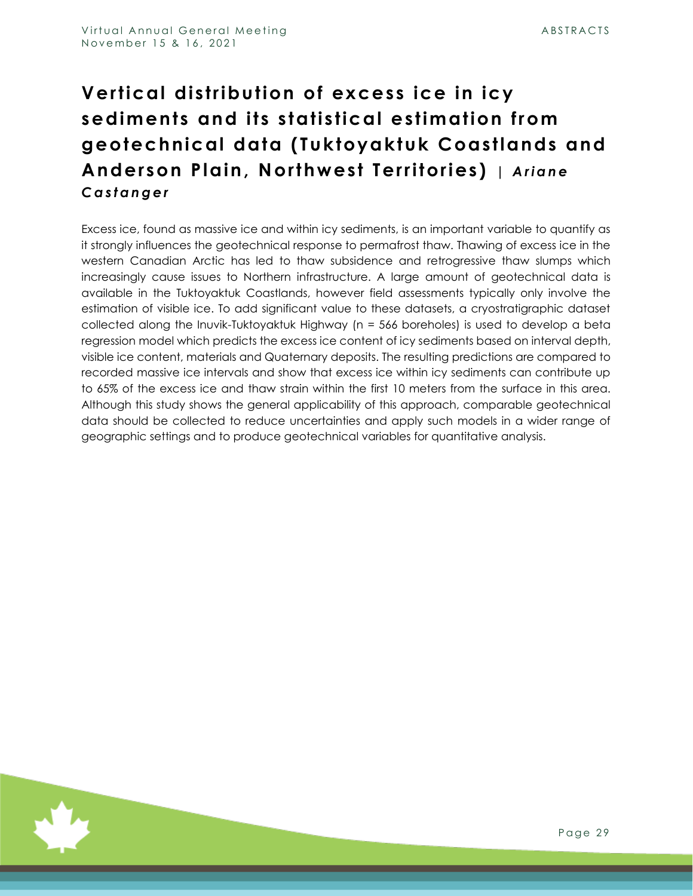# Vertical distribution of excess ice in icy sediments and its statistical estimation from geotechnical data (Tuktoyaktuk Coastlands and Anderson Plain, Northwest Territories) | *Ariane Castanger*

Excess ice, found as massive ice and within icy sediments, is an important variable to quantify as it strongly influences the geotechnical response to permafrost thaw. Thawing of excess ice in the western Canadian Arctic has led to thaw subsidence and retrogressive thaw slumps which increasingly cause issues to Northern infrastructure. A large amount of geotechnical data is available in the Tuktoyaktuk Coastlands, however field assessments typically only involve the estimation of visible ice. To add significant value to these datasets, a cryostratigraphic dataset collected along the Inuvik-Tuktoyaktuk Highway (n = 566 boreholes) is used to develop a beta regression model which predicts the excess ice content of icy sediments based on interval depth, visible ice content, materials and Quaternary deposits. The resulting predictions are compared to recorded massive ice intervals and show that excess ice within icy sediments can contribute up to 65% of the excess ice and thaw strain within the first 10 meters from the surface in this area. Although this study shows the general applicability of this approach, comparable geotechnical data should be collected to reduce uncertainties and apply such models in a wider range of geographic settings and to produce geotechnical variables for quantitative analysis.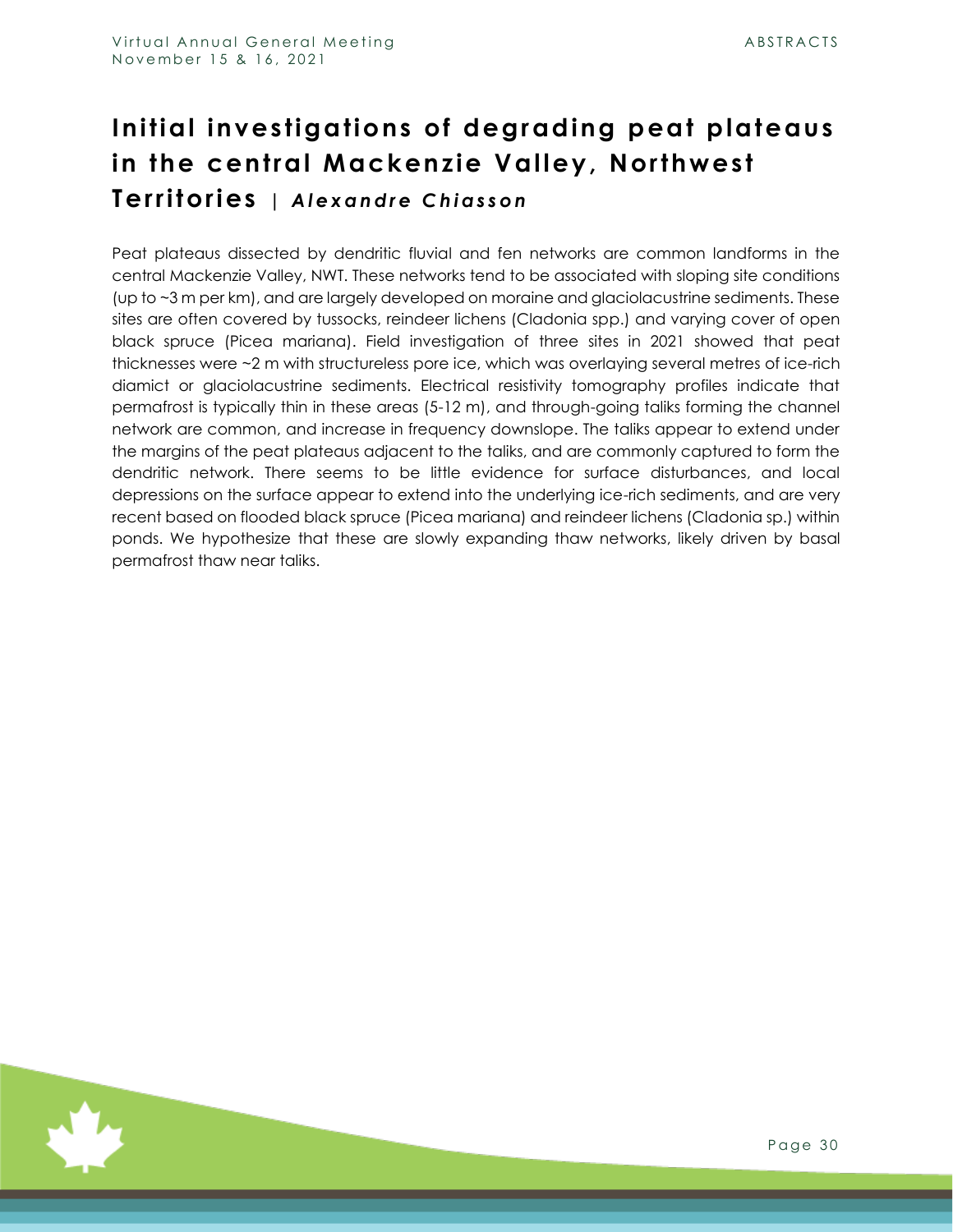# Initial investigations of degrading peat plateaus in the central Mackenzie Valley, Northwest Territories | *Alexandre Chiasson*

Peat plateaus dissected by dendritic fluvial and fen networks are common landforms in the central Mackenzie Valley, NWT. These networks tend to be associated with sloping site conditions (up to ~3 m per km), and are largely developed on moraine and glaciolacustrine sediments. These sites are often covered by tussocks, reindeer lichens (Cladonia spp.) and varying cover of open black spruce (Picea mariana). Field investigation of three sites in 2021 showed that peat thicknesses were ~2 m with structureless pore ice, which was overlaying several metres of ice-rich diamict or glaciolacustrine sediments. Electrical resistivity tomography profiles indicate that permafrost is typically thin in these areas (5-12 m), and through-going taliks forming the channel network are common, and increase in frequency downslope. The taliks appear to extend under the margins of the peat plateaus adjacent to the taliks, and are commonly captured to form the dendritic network. There seems to be little evidence for surface disturbances, and local depressions on the surface appear to extend into the underlying ice-rich sediments, and are very recent based on flooded black spruce (Picea mariana) and reindeer lichens (Cladonia sp.) within ponds. We hypothesize that these are slowly expanding thaw networks, likely driven by basal permafrost thaw near taliks.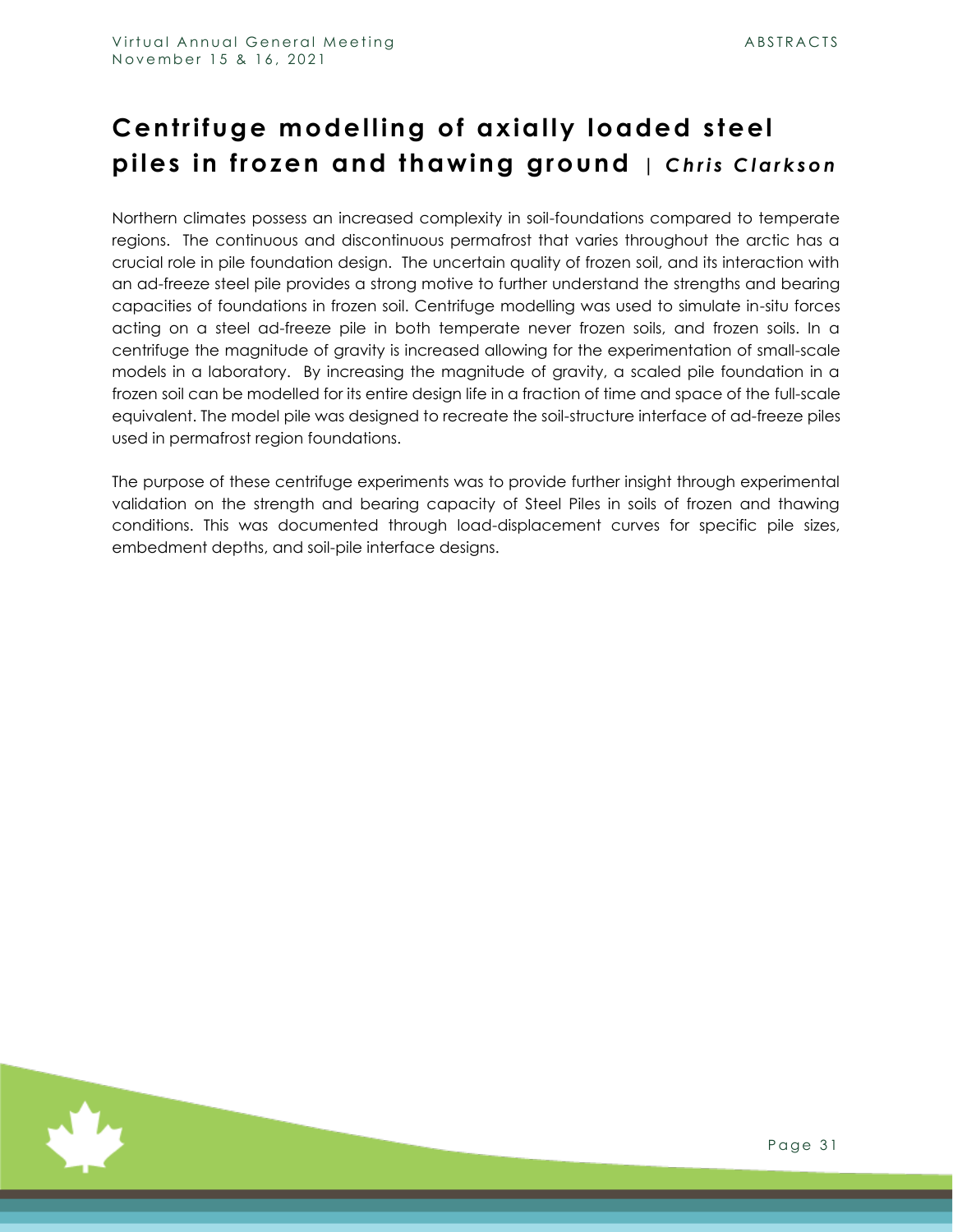# Centrifuge modelling of axially loaded steel piles in frozen and thawing ground | *Chris Clarkson*

Northern climates possess an increased complexity in soil-foundations compared to temperate regions. The continuous and discontinuous permafrost that varies throughout the arctic has a crucial role in pile foundation design. The uncertain quality of frozen soil, and its interaction with an ad-freeze steel pile provides a strong motive to further understand the strengths and bearing capacities of foundations in frozen soil. Centrifuge modelling was used to simulate in-situ forces acting on a steel ad-freeze pile in both temperate never frozen soils, and frozen soils. In a centrifuge the magnitude of gravity is increased allowing for the experimentation of small-scale models in a laboratory. By increasing the magnitude of gravity, a scaled pile foundation in a frozen soil can be modelled for its entire design life in a fraction of time and space of the full-scale equivalent. The model pile was designed to recreate the soil-structure interface of ad-freeze piles used in permafrost region foundations.

The purpose of these centrifuge experiments was to provide further insight through experimental validation on the strength and bearing capacity of Steel Piles in soils of frozen and thawing conditions. This was documented through load-displacement curves for specific pile sizes, embedment depths, and soil-pile interface designs.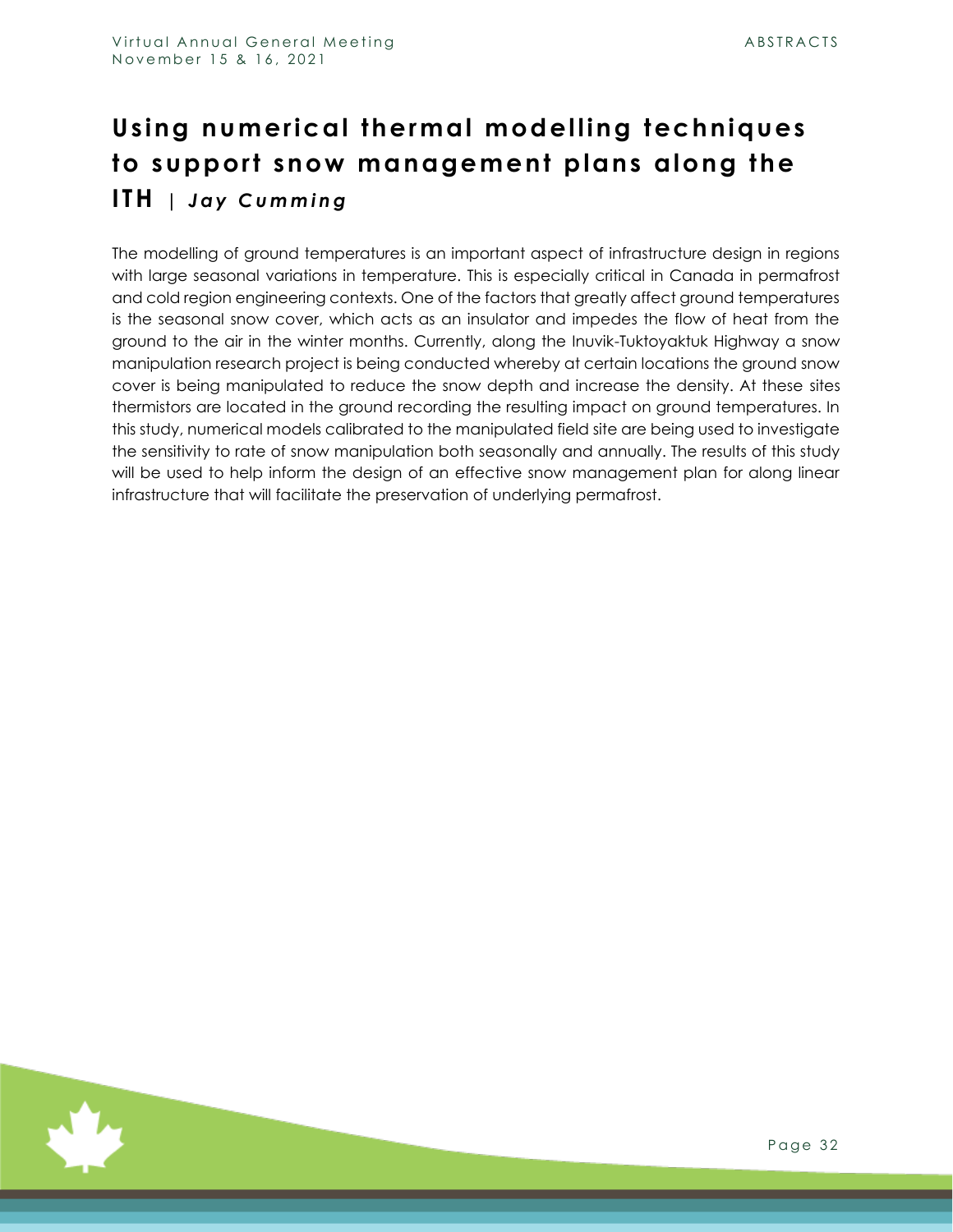# Using numerical thermal modelling techniques to support snow management plans along the ITH | *Jay Cumming*

The modelling of ground temperatures is an important aspect of infrastructure design in regions with large seasonal variations in temperature. This is especially critical in Canada in permafrost and cold region engineering contexts. One of the factors that greatly affect ground temperatures is the seasonal snow cover, which acts as an insulator and impedes the flow of heat from the ground to the air in the winter months. Currently, along the Inuvik-Tuktoyaktuk Highway a snow manipulation research project is being conducted whereby at certain locations the ground snow cover is being manipulated to reduce the snow depth and increase the density. At these sites thermistors are located in the ground recording the resulting impact on ground temperatures. In this study, numerical models calibrated to the manipulated field site are being used to investigate the sensitivity to rate of snow manipulation both seasonally and annually. The results of this study will be used to help inform the design of an effective snow management plan for along linear infrastructure that will facilitate the preservation of underlying permafrost.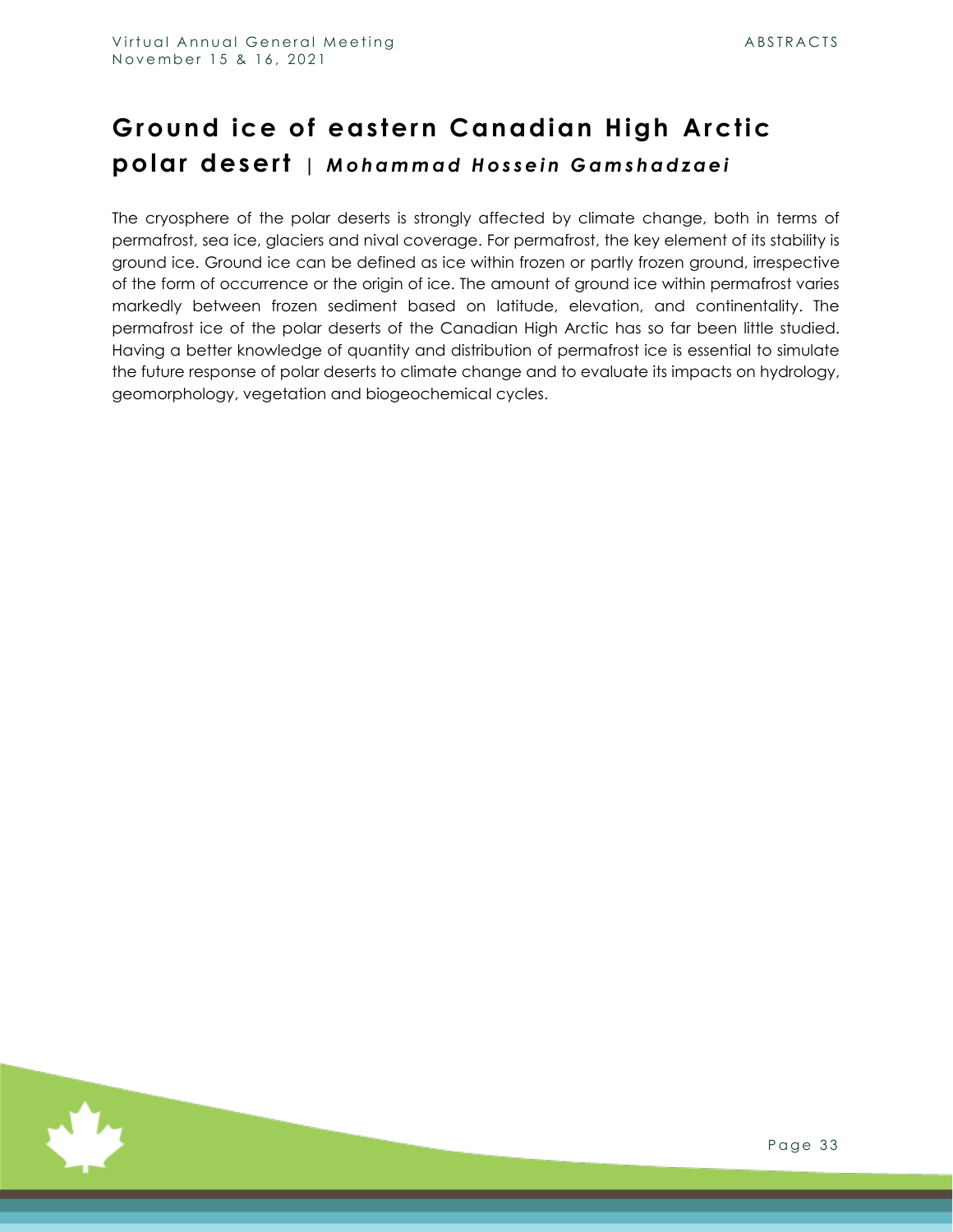# Ground ice of eastern Canadian High Arctic polar desert | *Mohammad Hossein Gamshadzaei*

The cryosphere of the polar deserts is strongly affected by climate change, both in terms of permafrost, sea ice, glaciers and nival coverage. For permafrost, the key element of its stability is ground ice. Ground ice can be defined as ice within frozen or partly frozen ground, irrespective of the form of occurrence or the origin of ice. The amount of ground ice within permafrost varies markedly between frozen sediment based on latitude, elevation, and continentality. The permafrost ice of the polar deserts of the Canadian High Arctic has so far been little studied. Having a better knowledge of quantity and distribution of permafrost ice is essential to simulate the future response of polar deserts to climate change and to evaluate its impacts on hydrology, geomorphology, vegetation and biogeochemical cycles.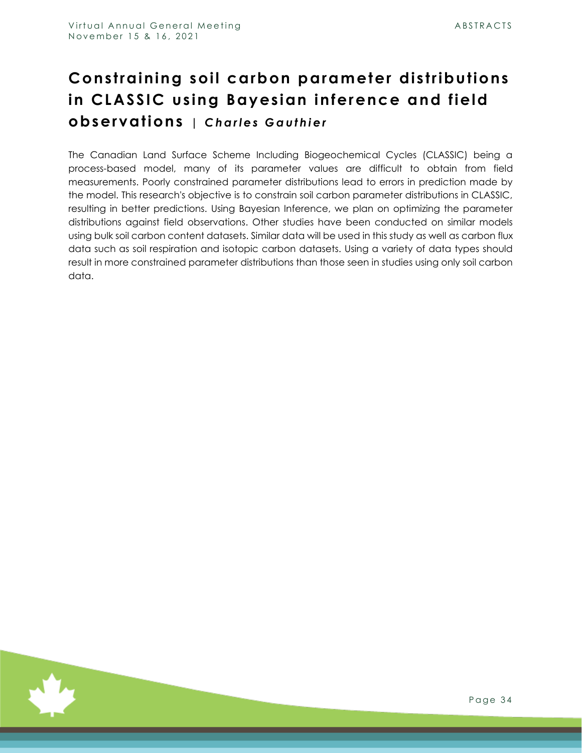# Constraining soil carbon parameter distributions in CLASSIC using Bayesian inference and field observations | *Charles Gauthier*

The Canadian Land Surface Scheme Including Biogeochemical Cycles (CLASSIC) being a process-based model, many of its parameter values are difficult to obtain from field measurements. Poorly constrained parameter distributions lead to errors in prediction made by the model. This research's objective is to constrain soil carbon parameter distributions in CLASSIC, resulting in better predictions. Using Bayesian Inference, we plan on optimizing the parameter distributions against field observations. Other studies have been conducted on similar models using bulk soil carbon content datasets. Similar data will be used in this study as well as carbon flux data such as soil respiration and isotopic carbon datasets. Using a variety of data types should result in more constrained parameter distributions than those seen in studies using only soil carbon data.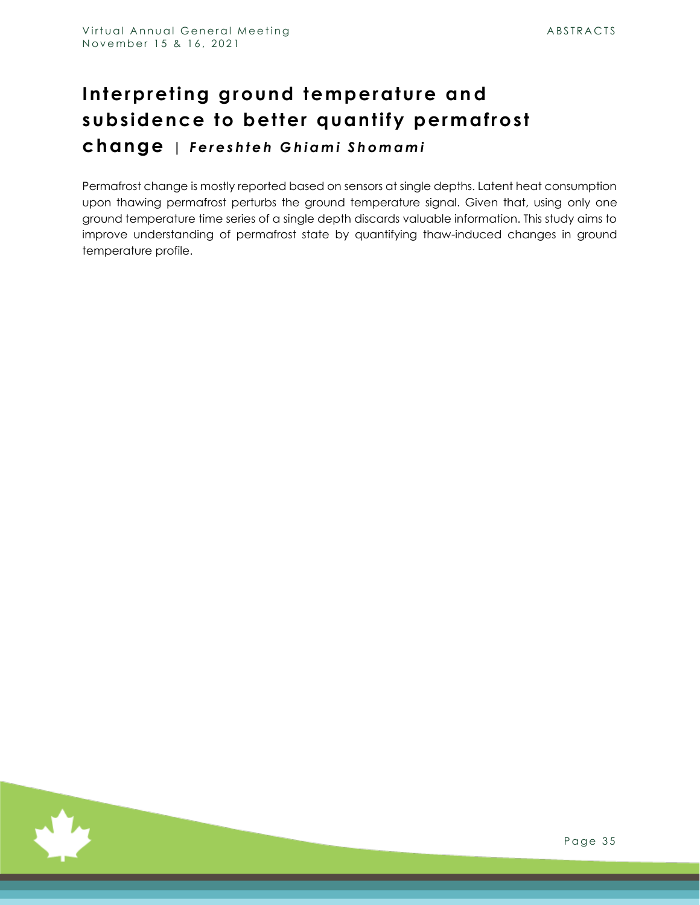# Interpreting ground temperature and subsidence to better quantify permafrost change | *Fereshteh Ghiami Shomami*

Permafrost change is mostly reported based on sensors at single depths. Latent heat consumption upon thawing permafrost perturbs the ground temperature signal. Given that, using only one ground temperature time series of a single depth discards valuable information. This study aims to improve understanding of permafrost state by quantifying thaw-induced changes in ground temperature profile.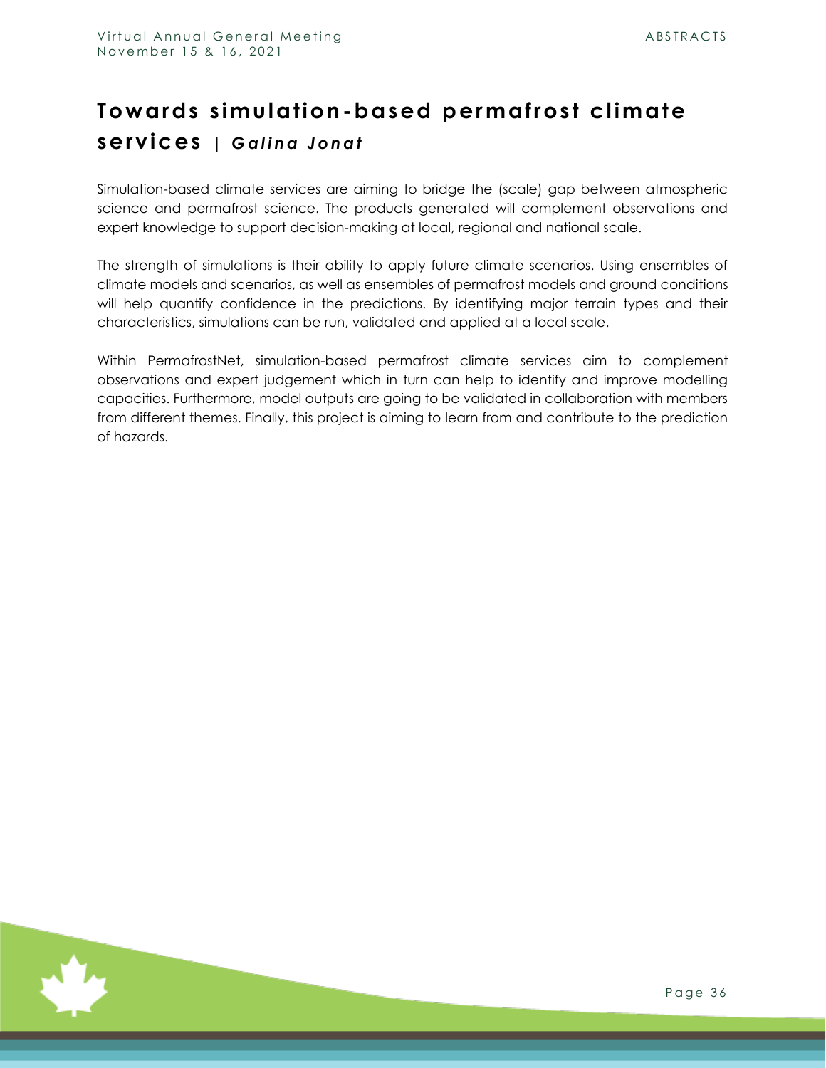# Towards simulation-based permafrost climate services | *Galina Jonat*

Simulation-based climate services are aiming to bridge the (scale) gap between atmospheric science and permafrost science. The products generated will complement observations and expert knowledge to support decision-making at local, regional and national scale.

The strength of simulations is their ability to apply future climate scenarios. Using ensembles of climate models and scenarios, as well as ensembles of permafrost models and ground conditions will help quantify confidence in the predictions. By identifying major terrain types and their characteristics, simulations can be run, validated and applied at a local scale.

Within PermafrostNet, simulation-based permafrost climate services aim to complement observations and expert judgement which in turn can help to identify and improve modelling capacities. Furthermore, model outputs are going to be validated in collaboration with members from different themes. Finally, this project is aiming to learn from and contribute to the prediction of hazards.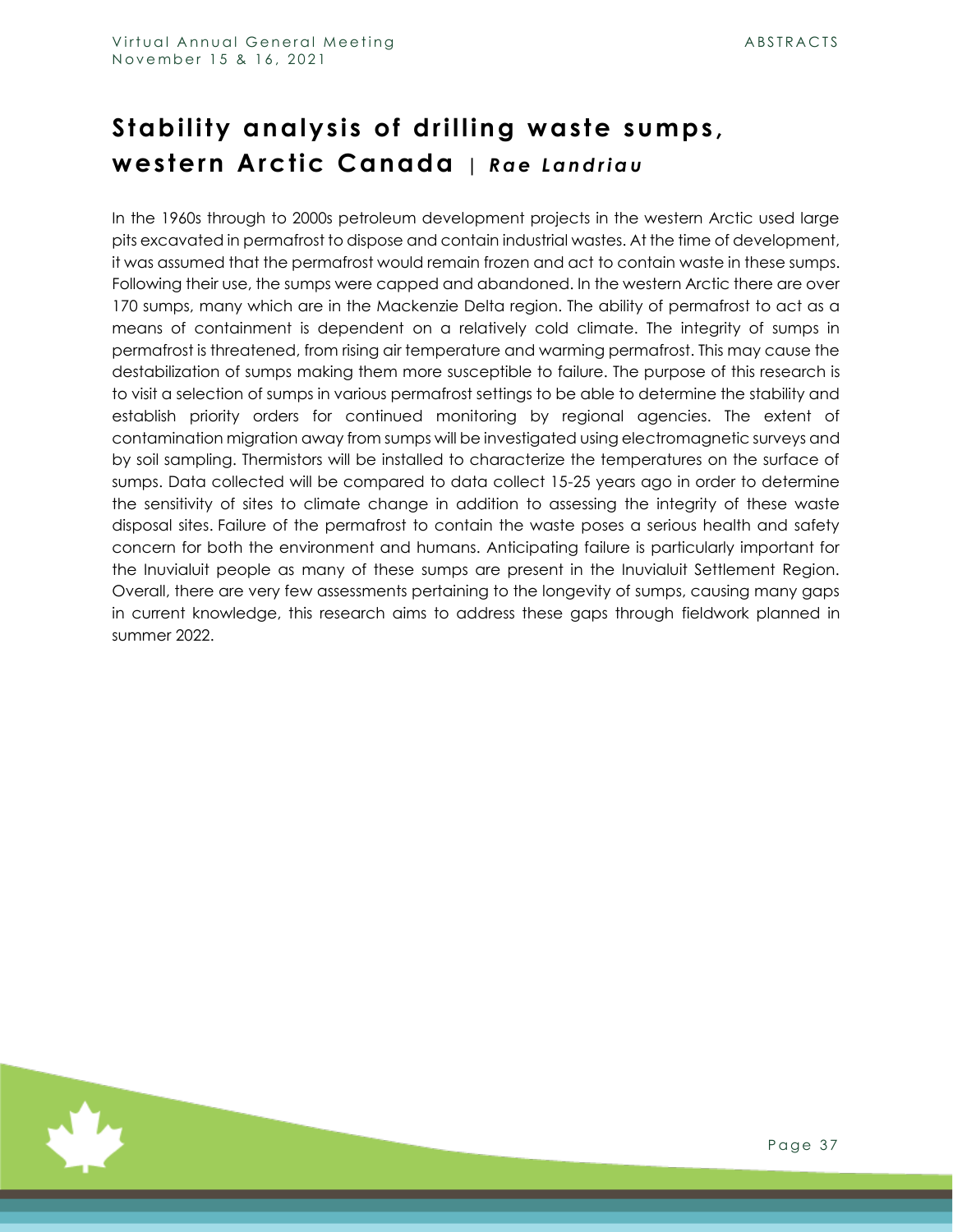# Stability analysis of drilling waste sumps, western Arctic Canada | *Rae Landriau*

In the 1960s through to 2000s petroleum development projects in the western Arctic used large pits excavated in permafrost to dispose and contain industrial wastes. At the time of development, it was assumed that the permafrost would remain frozen and act to contain waste in these sumps. Following their use, the sumps were capped and abandoned. In the western Arctic there are over 170 sumps, many which are in the Mackenzie Delta region. The ability of permafrost to act as a means of containment is dependent on a relatively cold climate. The integrity of sumps in permafrost is threatened, from rising air temperature and warming permafrost. This may cause the destabilization of sumps making them more susceptible to failure. The purpose of this research is to visit a selection of sumps in various permafrost settings to be able to determine the stability and establish priority orders for continued monitoring by regional agencies. The extent of contamination migration away from sumps will be investigated using electromagnetic surveys and by soil sampling. Thermistors will be installed to characterize the temperatures on the surface of sumps. Data collected will be compared to data collect 15-25 years ago in order to determine the sensitivity of sites to climate change in addition to assessing the integrity of these waste disposal sites. Failure of the permafrost to contain the waste poses a serious health and safety concern for both the environment and humans. Anticipating failure is particularly important for the Inuvialuit people as many of these sumps are present in the Inuvialuit Settlement Region. Overall, there are very few assessments pertaining to the longevity of sumps, causing many gaps in current knowledge, this research aims to address these gaps through fieldwork planned in summer 2022.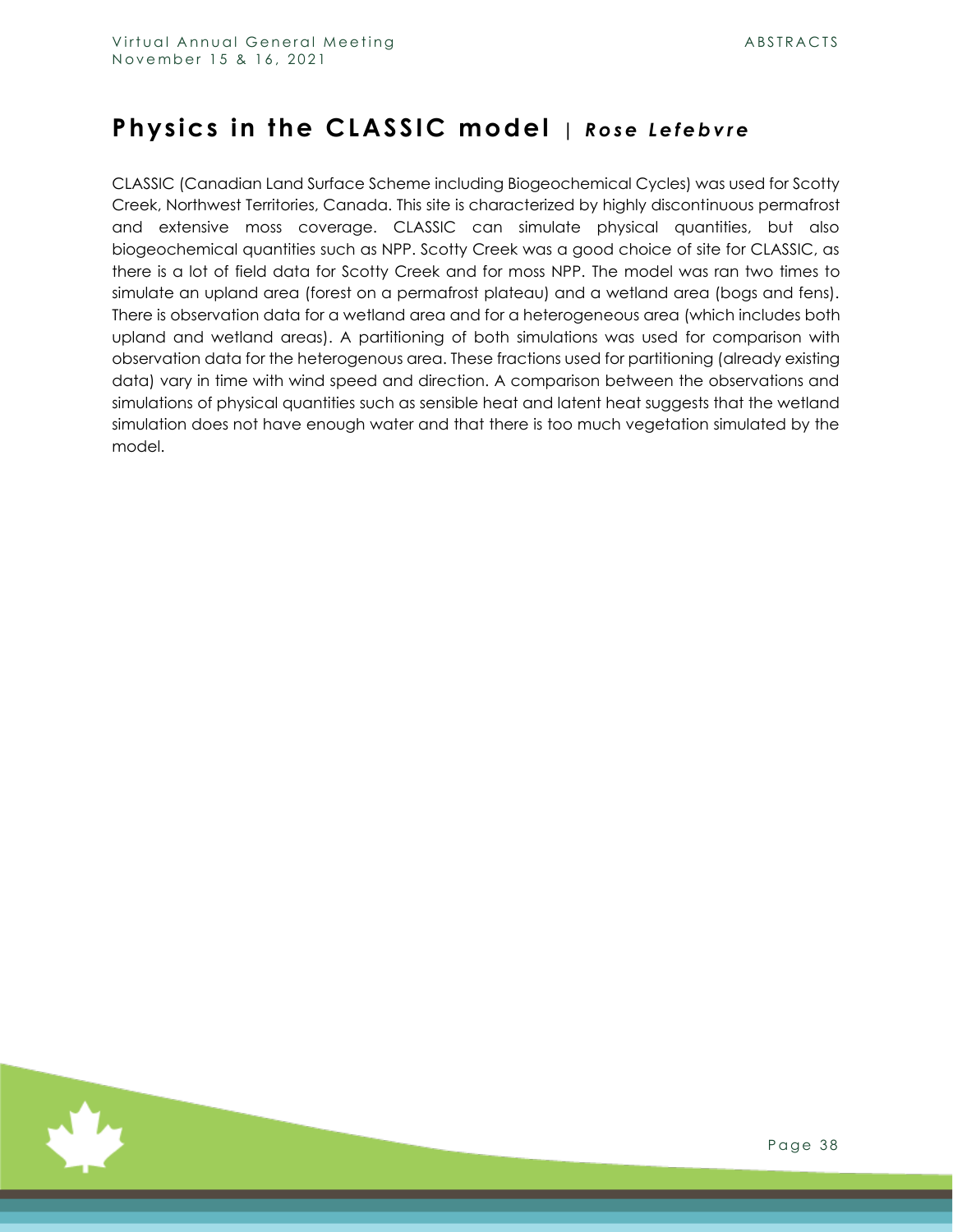# Physics in the CLASSIC model | *Rose Lefebvre*

CLASSIC (Canadian Land Surface Scheme including Biogeochemical Cycles) was used for Scotty Creek, Northwest Territories, Canada. This site is characterized by highly discontinuous permafrost and extensive moss coverage. CLASSIC can simulate physical quantities, but also biogeochemical quantities such as NPP. Scotty Creek was a good choice of site for CLASSIC, as there is a lot of field data for Scotty Creek and for moss NPP. The model was ran two times to simulate an upland area (forest on a permafrost plateau) and a wetland area (bogs and fens). There is observation data for a wetland area and for a heterogeneous area (which includes both upland and wetland areas). A partitioning of both simulations was used for comparison with observation data for the heterogenous area. These fractions used for partitioning (already existing data) vary in time with wind speed and direction. A comparison between the observations and simulations of physical quantities such as sensible heat and latent heat suggests that the wetland simulation does not have enough water and that there is too much vegetation simulated by the model.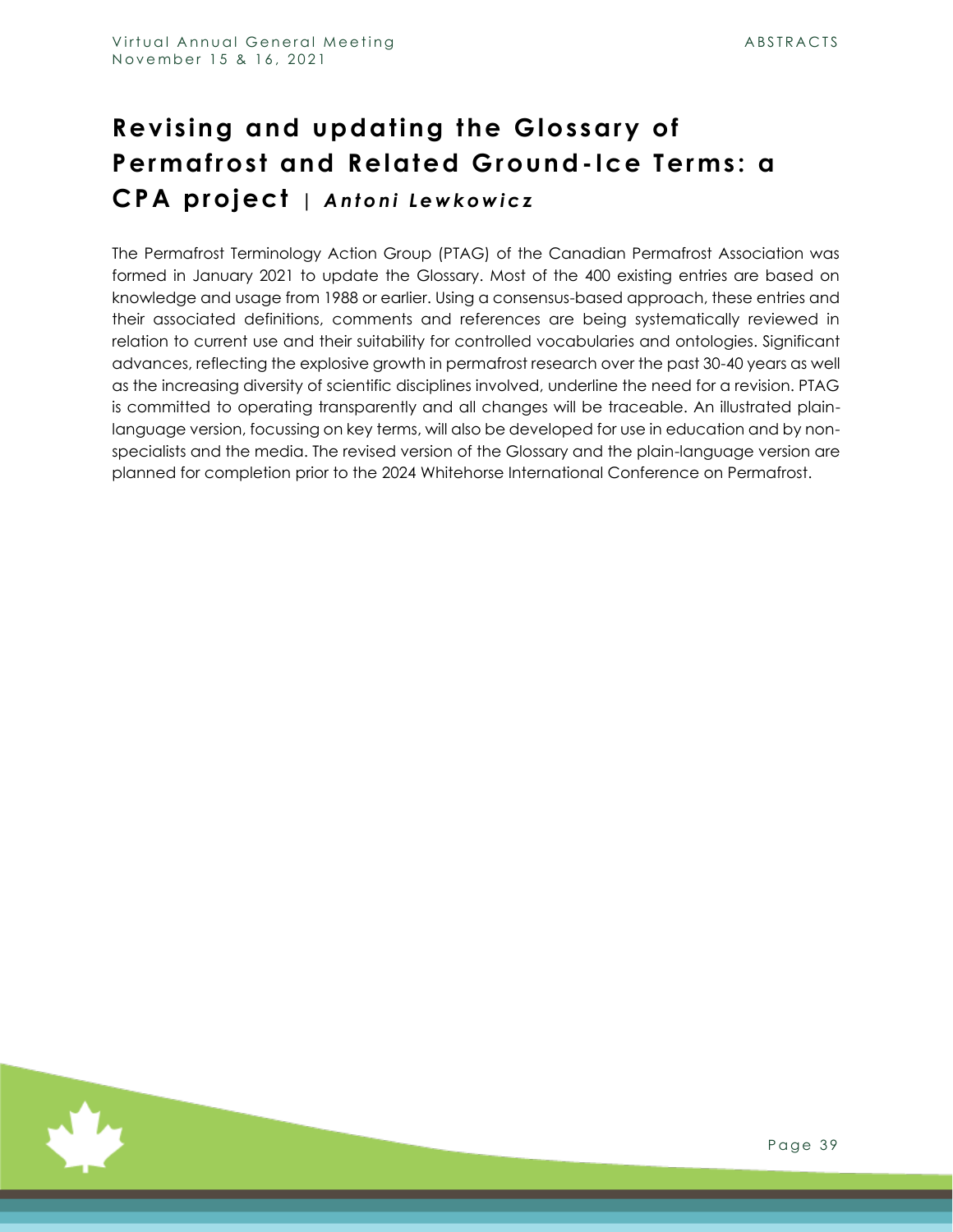# Revising and updating the Glossary of Permafrost and Related Ground-Ice Terms: a CPA project | *Antoni Lewkowicz*

The Permafrost Terminology Action Group (PTAG) of the Canadian Permafrost Association was formed in January 2021 to update the Glossary. Most of the 400 existing entries are based on knowledge and usage from 1988 or earlier. Using a consensus-based approach, these entries and their associated definitions, comments and references are being systematically reviewed in relation to current use and their suitability for controlled vocabularies and ontologies. Significant advances, reflecting the explosive growth in permafrost research over the past 30-40 years as well as the increasing diversity of scientific disciplines involved, underline the need for a revision. PTAG is committed to operating transparently and all changes will be traceable. An illustrated plain-language version, focussing on key terms, will also be developed for use in education and by non-specialists and the media. The revised version of the Glossary and the plain-language version are planned for completion prior to the 2024 Whitehorse International Conference on Permafrost.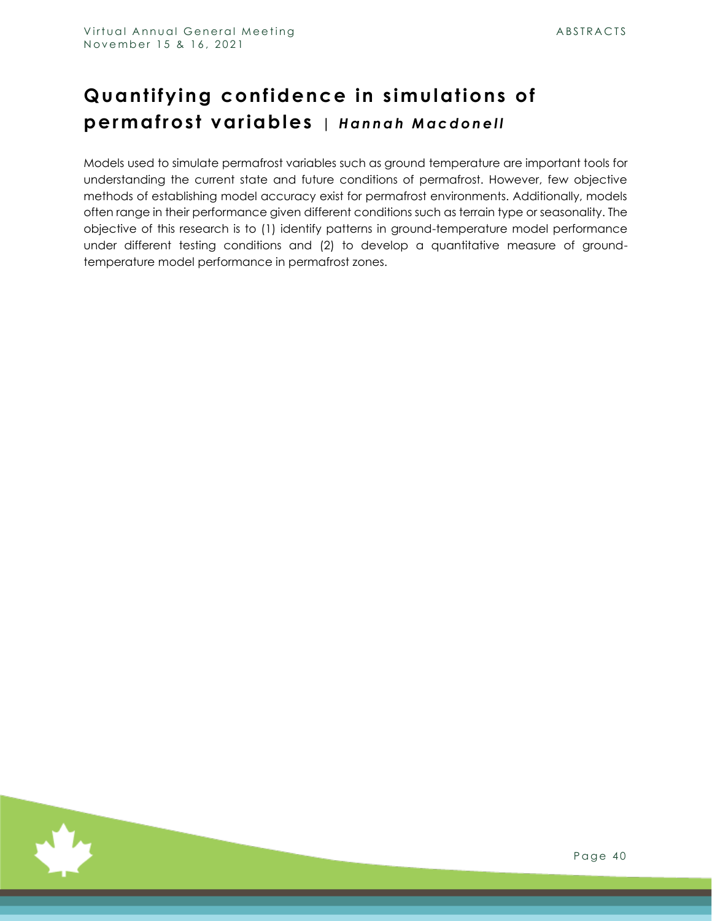# Quantifying confidence in simulations of permafrost variables | *Hannah Macdonell*

Models used to simulate permafrost variables such as ground temperature are important tools for understanding the current state and future conditions of permafrost. However, few objective methods of establishing model accuracy exist for permafrost environments. Additionally, models often range in their performance given different conditions such as terrain type or seasonality. The objective of this research is to (1) identify patterns in ground-temperature model performance under different testing conditions and (2) to develop a quantitative measure of ground-temperature model performance in permafrost zones.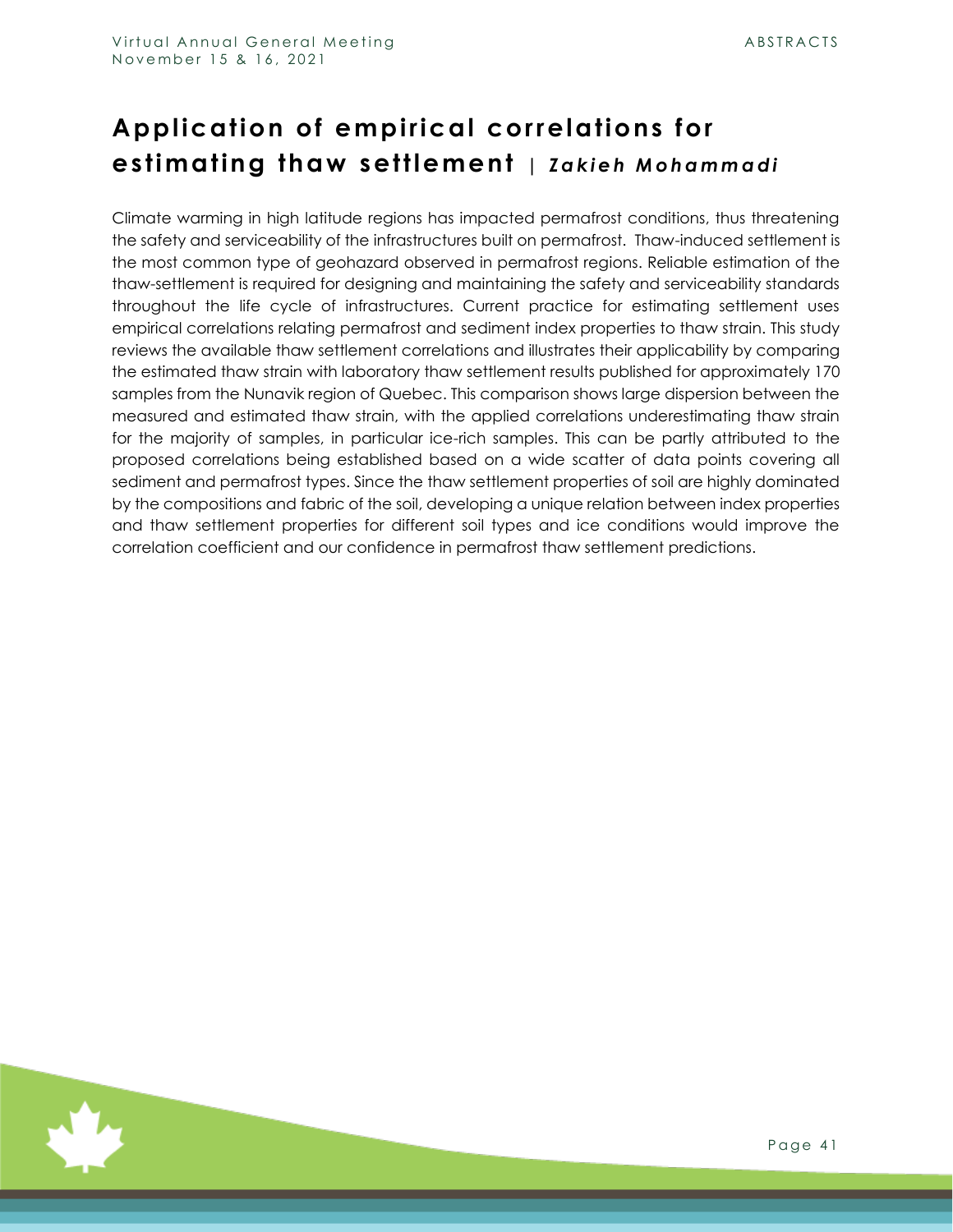# Application of empirical correlations for estimating thaw settlement | *Zakieh Mohammadi*

Climate warming in high latitude regions has impacted permafrost conditions, thus threatening the safety and serviceability of the infrastructures built on permafrost. Thaw-induced settlement is the most common type of geohazard observed in permafrost regions. Reliable estimation of the thaw-settlement is required for designing and maintaining the safety and serviceability standards throughout the life cycle of infrastructures. Current practice for estimating settlement uses empirical correlations relating permafrost and sediment index properties to thaw strain. This study reviews the available thaw settlement correlations and illustrates their applicability by comparing the estimated thaw strain with laboratory thaw settlement results published for approximately 170 samples from the Nunavik region of Quebec. This comparison shows large dispersion between the measured and estimated thaw strain, with the applied correlations underestimating thaw strain for the majority of samples, in particular ice-rich samples. This can be partly attributed to the proposed correlations being established based on a wide scatter of data points covering all sediment and permafrost types. Since the thaw settlement properties of soil are highly dominated by the compositions and fabric of the soil, developing a unique relation between index properties and thaw settlement properties for different soil types and ice conditions would improve the correlation coefficient and our confidence in permafrost thaw settlement predictions.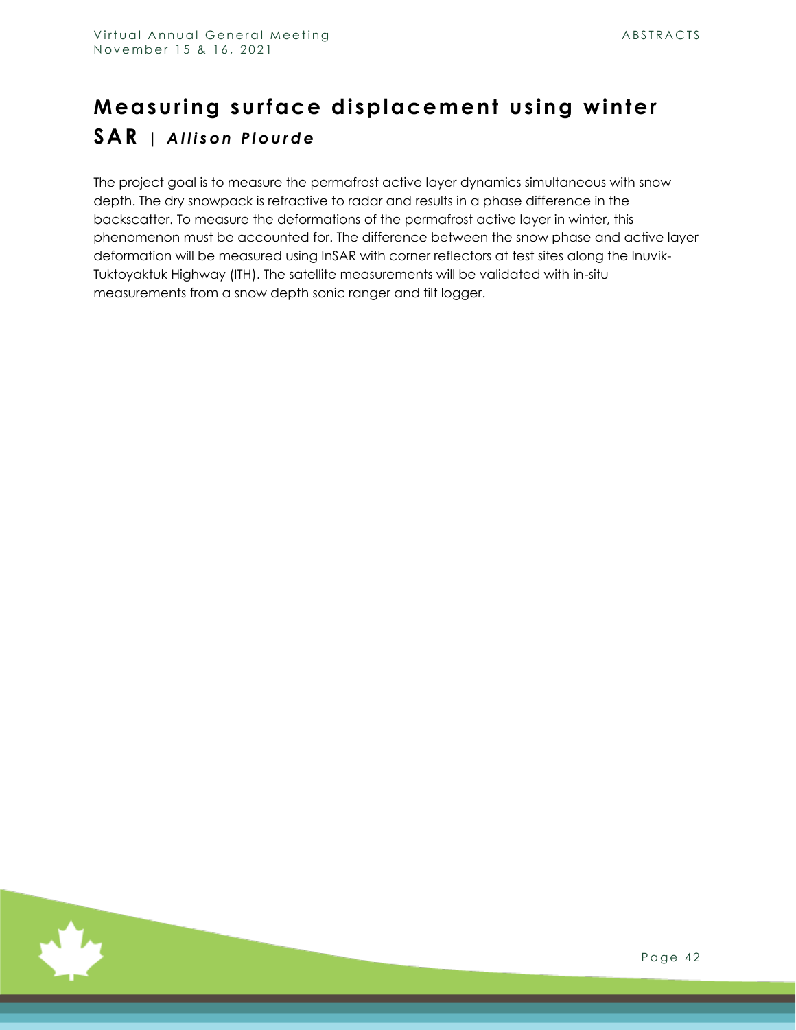# Measuring surface displacement using winter SAR | *Allison Plourde*

The project goal is to measure the permafrost active layer dynamics simultaneous with snow depth. The dry snowpack is refractive to radar and results in a phase difference in the backscatter. To measure the deformations of the permafrost active layer in winter, this phenomenon must be accounted for. The difference between the snow phase and active layer deformation will be measured using InSAR with corner reflectors at test sites along the Inuvik-Tuktoyaktuk Highway (ITH). The satellite measurements will be validated with in-situ measurements from a snow depth sonic ranger and tilt logger.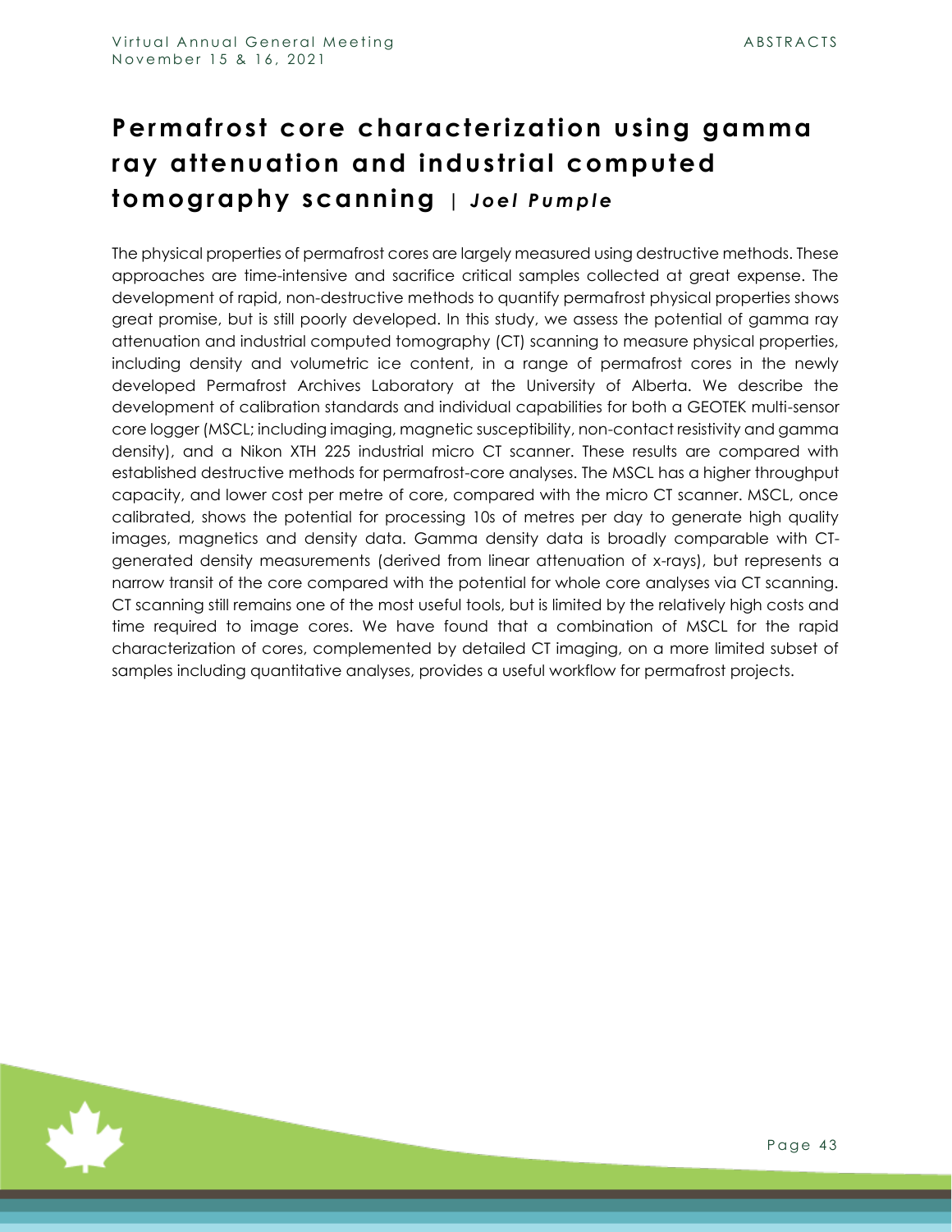# Permafrost core characterization using gamma ray attenuation and industrial computed tomography scanning | *Joel Pumple*

The physical properties of permafrost cores are largely measured using destructive methods. These approaches are time-intensive and sacrifice critical samples collected at great expense. The development of rapid, non-destructive methods to quantify permafrost physical properties shows great promise, but is still poorly developed. In this study, we assess the potential of gamma ray attenuation and industrial computed tomography (CT) scanning to measure physical properties, including density and volumetric ice content, in a range of permafrost cores in the newly developed Permafrost Archives Laboratory at the University of Alberta. We describe the development of calibration standards and individual capabilities for both a GEOTEK multi-sensor core logger (MSCL; including imaging, magnetic susceptibility, non-contact resistivity and gamma density), and a Nikon XTH 225 industrial micro CT scanner. These results are compared with established destructive methods for permafrost-core analyses. The MSCL has a higher throughput capacity, and lower cost per metre of core, compared with the micro CT scanner. MSCL, once calibrated, shows the potential for processing 10s of metres per day to generate high quality images, magnetics and density data. Gamma density data is broadly comparable with CT-generated density measurements (derived from linear attenuation of x-rays), but represents a narrow transit of the core compared with the potential for whole core analyses via CT scanning. CT scanning still remains one of the most useful tools, but is limited by the relatively high costs and time required to image cores. We have found that a combination of MSCL for the rapid characterization of cores, complemented by detailed CT imaging, on a more limited subset of samples including quantitative analyses, provides a useful workflow for permafrost projects.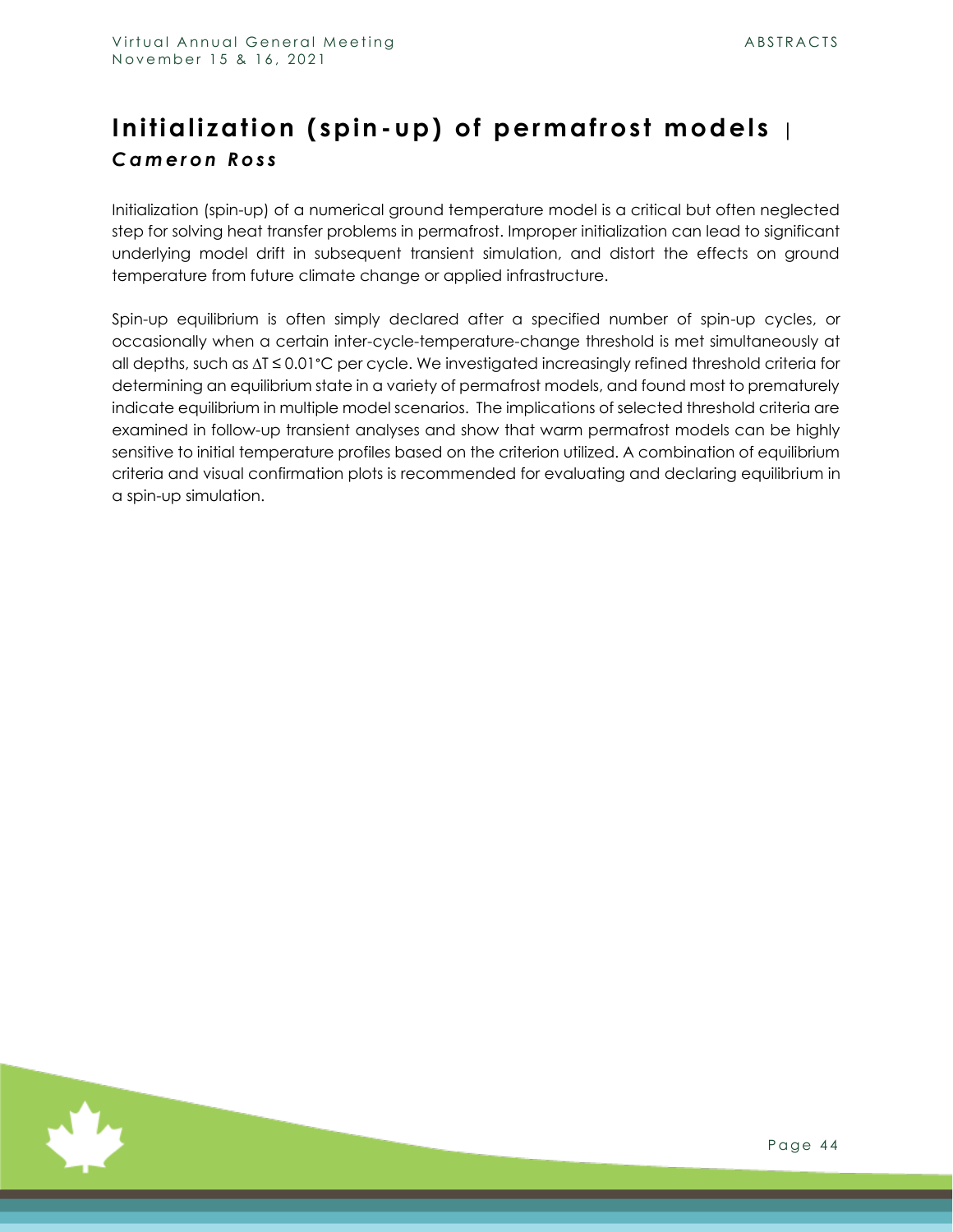# Initialization (spin-up) of permafrost models |

***Cameron Ross***

Initialization (spin-up) of a numerical ground temperature model is a critical but often neglected step for solving heat transfer problems in permafrost. Improper initialization can lead to significant underlying model drift in subsequent transient simulation, and distort the effects on ground temperature from future climate change or applied infrastructure.

Spin-up equilibrium is often simply declared after a specified number of spin-up cycles, or occasionally when a certain inter-cycle-temperature-change threshold is met simultaneously at all depths, such as $\Delta T \leq 0.01°C$ per cycle. We investigated increasingly refined threshold criteria for determining an equilibrium state in a variety of permafrost models, and found most to prematurely indicate equilibrium in multiple model scenarios. The implications of selected threshold criteria are examined in follow-up transient analyses and show that warm permafrost models can be highly sensitive to initial temperature profiles based on the criterion utilized. A combination of equilibrium criteria and visual confirmation plots is recommended for evaluating and declaring equilibrium in a spin-up simulation.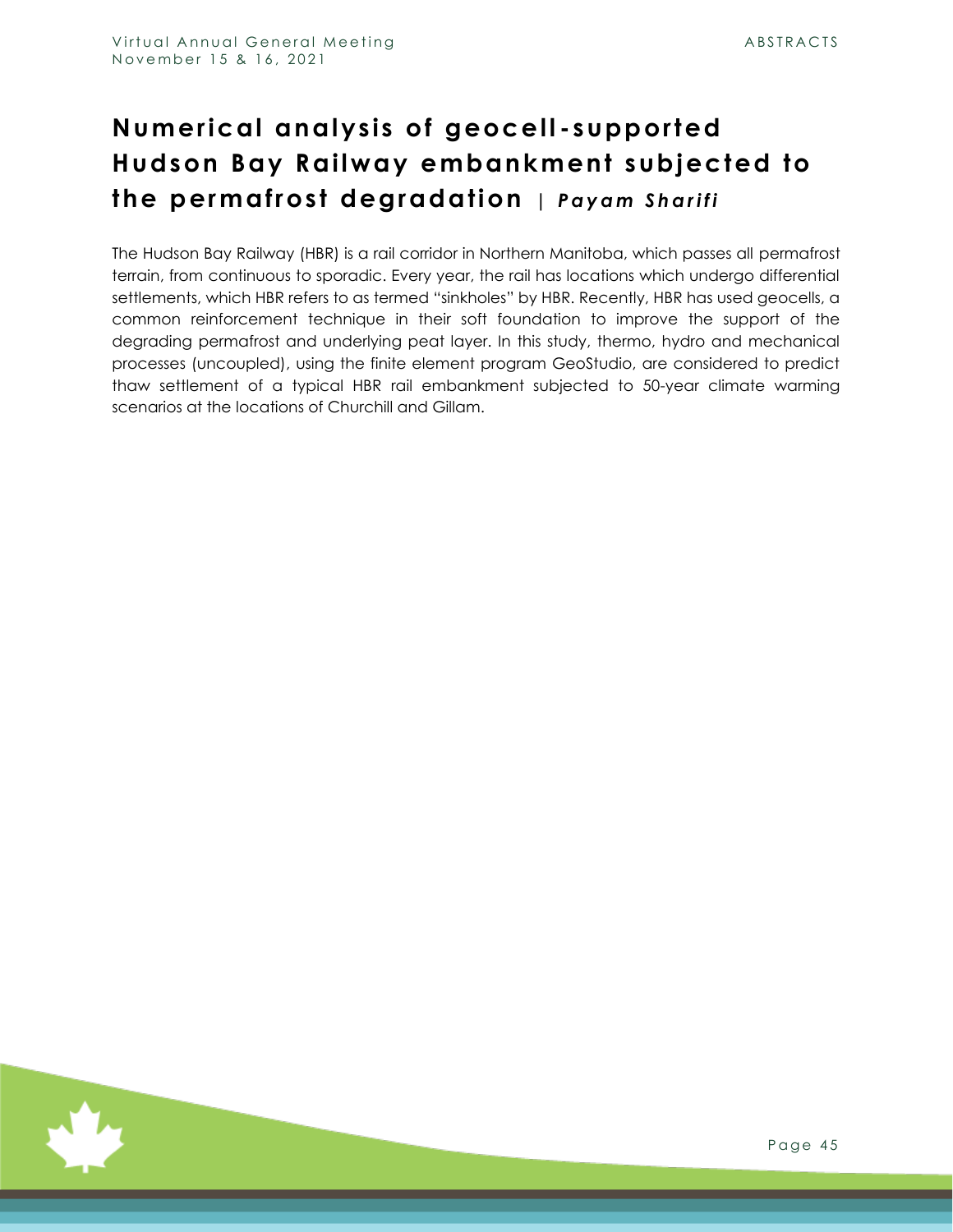# Numerical analysis of geocell-supported Hudson Bay Railway embankment subjected to the permafrost degradation | *Payam Sharifi*

The Hudson Bay Railway (HBR) is a rail corridor in Northern Manitoba, which passes all permafrost terrain, from continuous to sporadic. Every year, the rail has locations which undergo differential settlements, which HBR refers to as termed "sinkholes" by HBR. Recently, HBR has used geocells, a common reinforcement technique in their soft foundation to improve the support of the degrading permafrost and underlying peat layer. In this study, thermo, hydro and mechanical processes (uncoupled), using the finite element program GeoStudio, are considered to predict thaw settlement of a typical HBR rail embankment subjected to 50-year climate warming scenarios at the locations of Churchill and Gillam.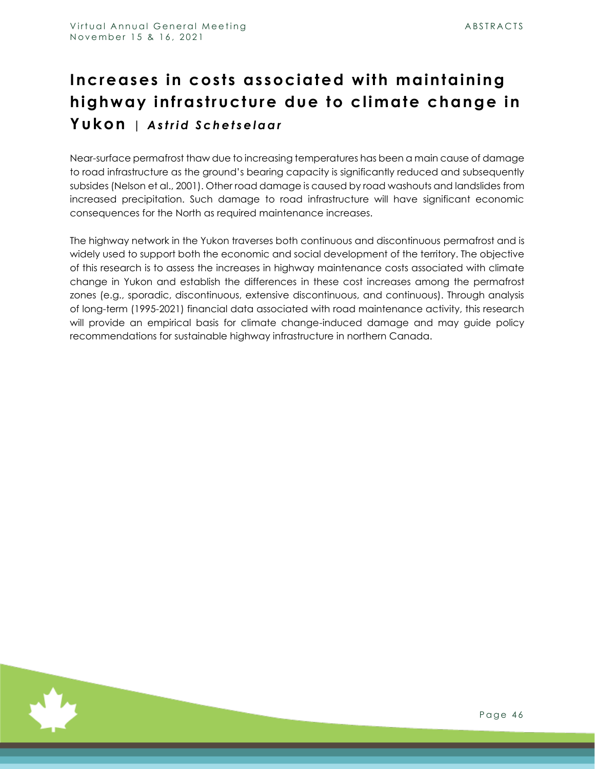# Increases in costs associated with maintaining highway infrastructure due to climate change in Yukon | *Astrid Schetselaar*

Near-surface permafrost thaw due to increasing temperatures has been a main cause of damage to road infrastructure as the ground's bearing capacity is significantly reduced and subsequently subsides (Nelson et al., 2001). Other road damage is caused by road washouts and landslides from increased precipitation. Such damage to road infrastructure will have significant economic consequences for the North as required maintenance increases.

The highway network in the Yukon traverses both continuous and discontinuous permafrost and is widely used to support both the economic and social development of the territory. The objective of this research is to assess the increases in highway maintenance costs associated with climate change in Yukon and establish the differences in these cost increases among the permafrost zones (e.g., sporadic, discontinuous, extensive discontinuous, and continuous). Through analysis of long-term (1995-2021) financial data associated with road maintenance activity, this research will provide an empirical basis for climate change-induced damage and may guide policy recommendations for sustainable highway infrastructure in northern Canada.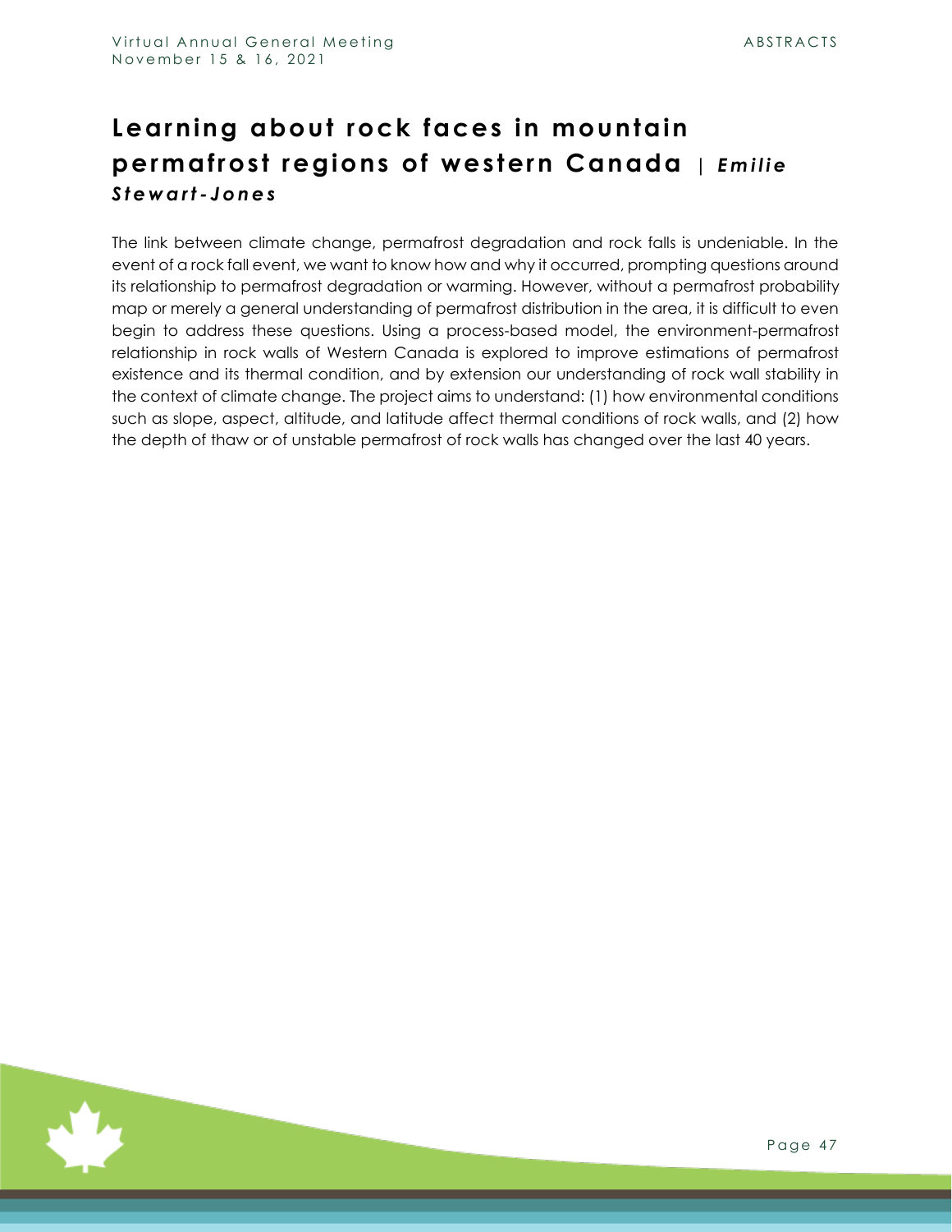## Learning about rock faces in mountain permafrost regions of western Canada | *Emilie Stewart-Jones*

The link between climate change, permafrost degradation and rock falls is undeniable. In the event of a rock fall event, we want to know how and why it occurred, prompting questions around its relationship to permafrost degradation or warming. However, without a permafrost probability map or merely a general understanding of permafrost distribution in the area, it is difficult to even begin to address these questions. Using a process-based model, the environment-permafrost relationship in rock walls of Western Canada is explored to improve estimations of permafrost existence and its thermal condition, and by extension our understanding of rock wall stability in the context of climate change. The project aims to understand: (1) how environmental conditions such as slope, aspect, altitude, and latitude affect thermal conditions of rock walls, and (2) how the depth of thaw or of unstable permafrost of rock walls has changed over the last 40 years.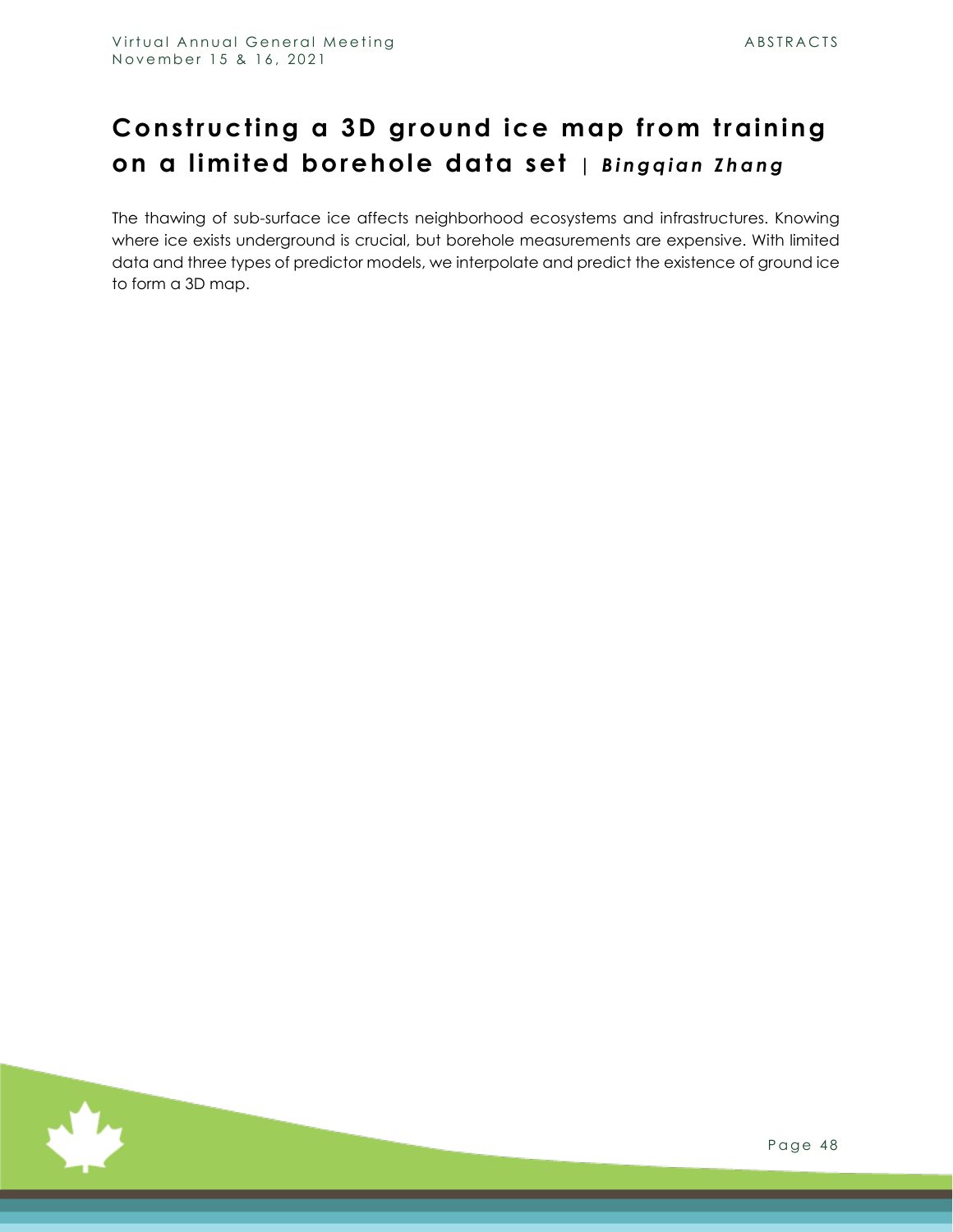## Constructing a 3D ground ice map from training on a limited borehole data set | *Bingqian Zhang*

The thawing of sub-surface ice affects neighborhood ecosystems and infrastructures. Knowing where ice exists underground is crucial, but borehole measurements are expensive. With limited data and three types of predictor models, we interpolate and predict the existence of ground ice to form a 3D map.